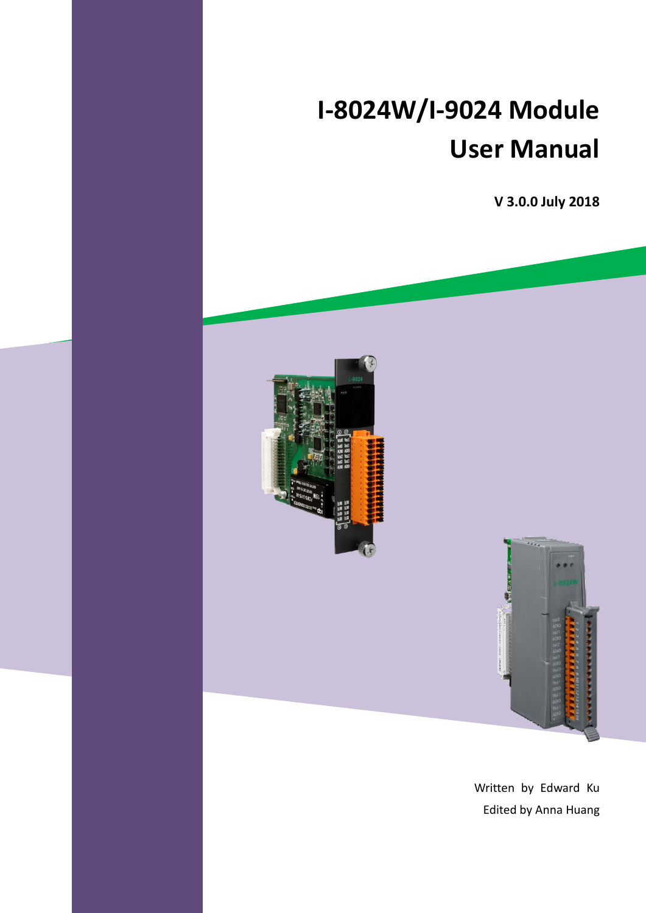# I-8024W/I-9024 Module User Manual

**V 3.0.0 July 2018**

Written by Edward Ku

Edited by Anna Huang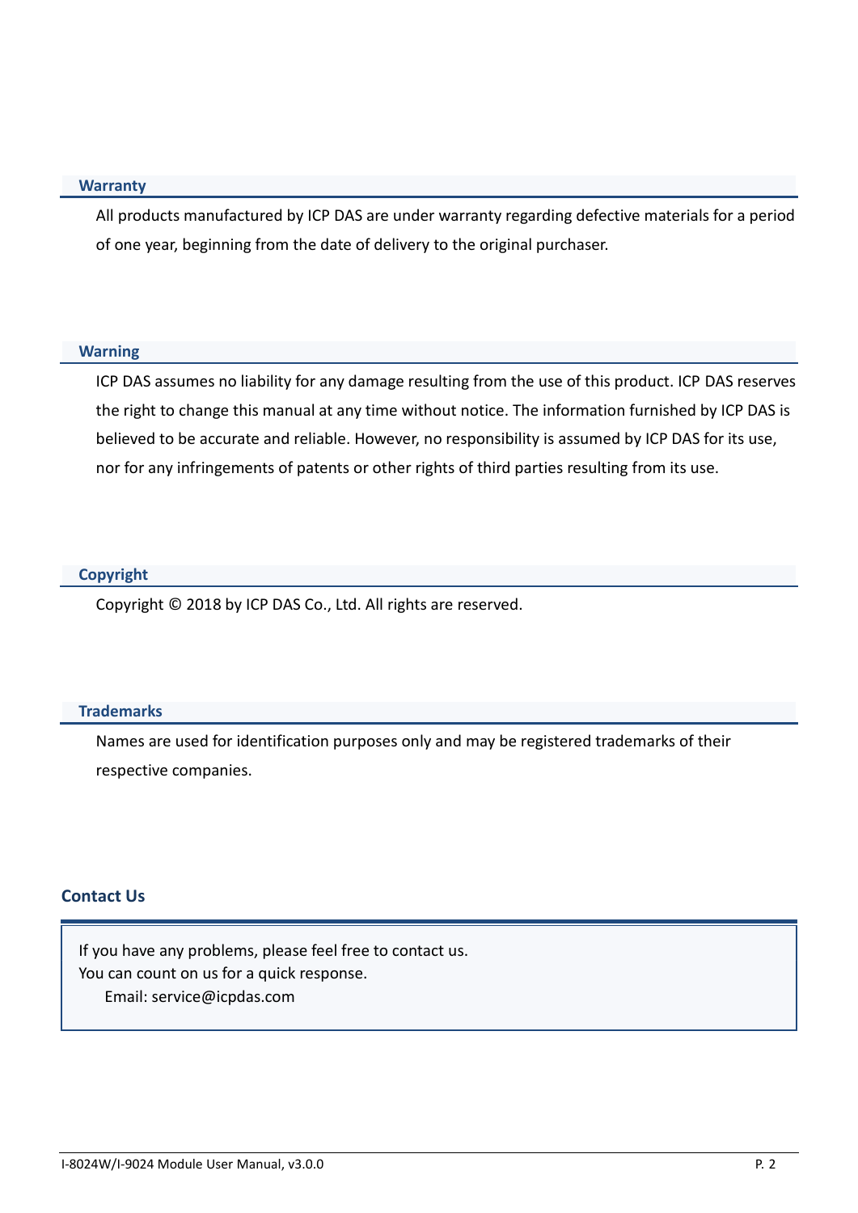## Warranty

All products manufactured by ICP DAS are under warranty regarding defective materials for a period of one year, beginning from the date of delivery to the original purchaser.

## Warning

ICP DAS assumes no liability for any damage resulting from the use of this product. ICP DAS reserves the right to change this manual at any time without notice. The information furnished by ICP DAS is believed to be accurate and reliable. However, no responsibility is assumed by ICP DAS for its use, nor for any infringements of patents or other rights of third parties resulting from its use.

## Copyright

Copyright © 2018 by ICP DAS Co., Ltd. All rights are reserved.

## Trademarks

Names are used for identification purposes only and may be registered trademarks of their respective companies.

## Contact Us

If you have any problems, please feel free to contact us.
You can count on us for a quick response.
Email: service@icpdas.com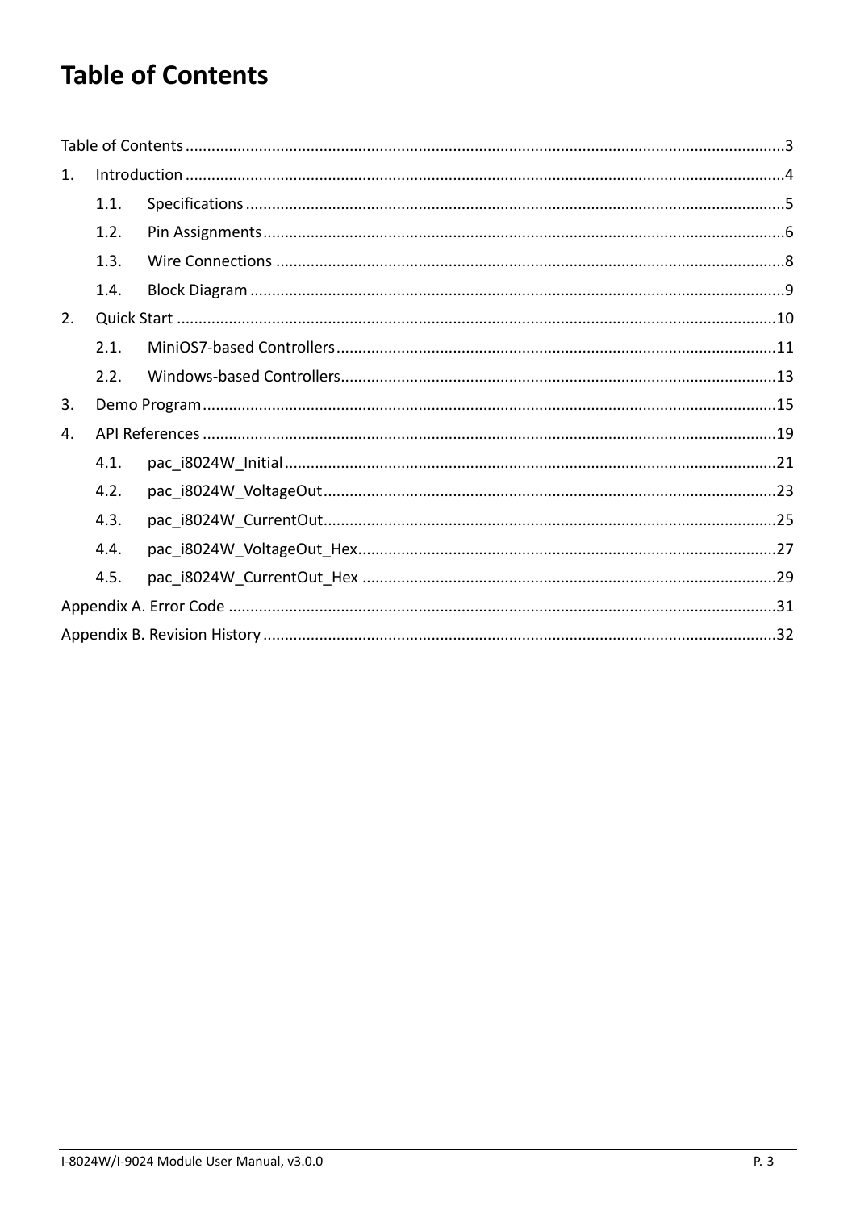# Table of Contents

Table of Contents ........................................................................................................................................3

1. Introduction ........................................................................................................................................4
   - 1.1. Specifications ........................................................................................................................5
   - 1.2. Pin Assignments.....................................................................................................................6
   - 1.3. Wire Connections ..................................................................................................................8
   - 1.4. Block Diagram .......................................................................................................................9
2. Quick Start .........................................................................................................................................10
   - 2.1. MiniOS7-based Controllers ..................................................................................................11
   - 2.2. Windows-based Controllers..................................................................................................13
3. Demo Program...................................................................................................................................15
4. API References ..................................................................................................................................19
   - 4.1. pac_i8024W_Initial ...............................................................................................................21
   - 4.2. pac_i8024W_VoltageOut.......................................................................................................23
   - 4.3. pac_i8024W_CurrentOut.......................................................................................................25
   - 4.4. pac_i8024W_VoltageOut_Hex...............................................................................................27
   - 4.5. pac_i8024W_CurrentOut_Hex ..............................................................................................29

Appendix A. Error Code ............................................................................................................................31

Appendix B. Revision History ....................................................................................................................32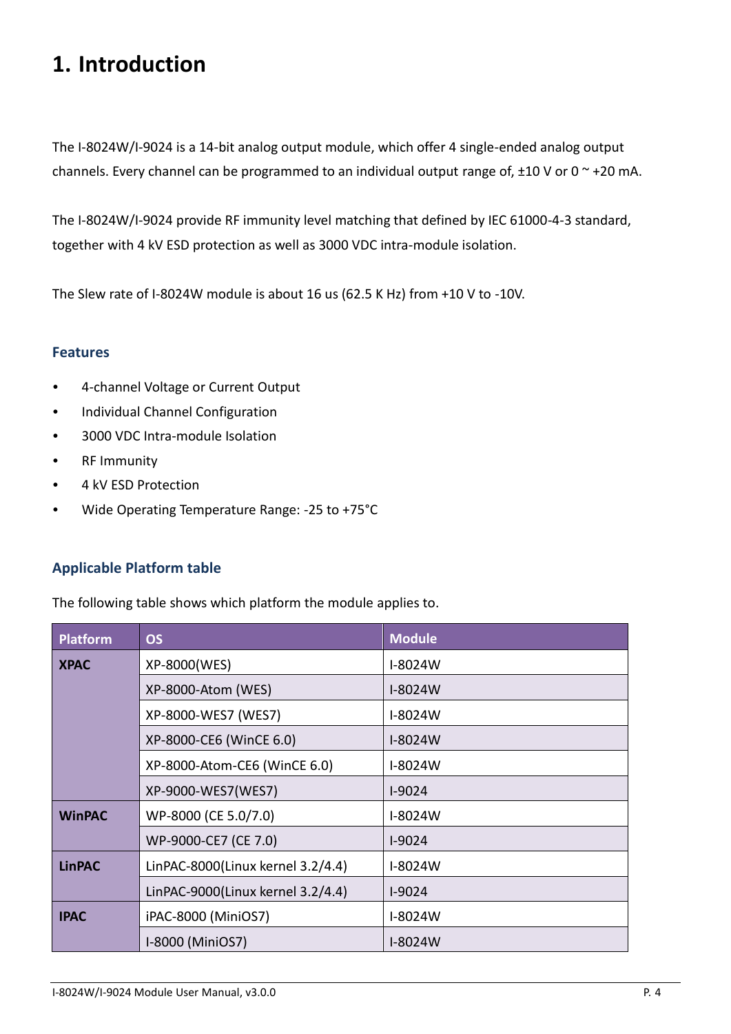# 1. Introduction

The I-8024W/I-9024 is a 14-bit analog output module, which offer 4 single-ended analog output channels. Every channel can be programmed to an individual output range of, ±10 V or 0 ~ +20 mA.

The I-8024W/I-9024 provide RF immunity level matching that defined by IEC 61000-4-3 standard, together with 4 kV ESD protection as well as 3000 VDC intra-module isolation.

The Slew rate of I-8024W module is about 16 us (62.5 K Hz) from +10 V to -10V.

### Features

- 4-channel Voltage or Current Output
- Individual Channel Configuration
- 3000 VDC Intra-module Isolation
- RF Immunity
- 4 kV ESD Protection
- Wide Operating Temperature Range: -25 to +75°C

### Applicable Platform table

The following table shows which platform the module applies to.

| Platform | OS | Module |
|---|---|---|
| **XPAC** | XP-8000(WES) | I-8024W |
| | XP-8000-Atom (WES) | I-8024W |
| | XP-8000-WES7 (WES7) | I-8024W |
| | XP-8000-CE6 (WinCE 6.0) | I-8024W |
| | XP-8000-Atom-CE6 (WinCE 6.0) | I-8024W |
| | XP-9000-WES7(WES7) | I-9024 |
| **WinPAC** | WP-8000 (CE 5.0/7.0) | I-8024W |
| | WP-9000-CE7 (CE 7.0) | I-9024 |
| **LinPAC** | LinPAC-8000(Linux kernel 3.2/4.4) | I-8024W |
| | LinPAC-9000(Linux kernel 3.2/4.4) | I-9024 |
| **IPAC** | iPAC-8000 (MiniOS7) | I-8024W |
| | I-8000 (MiniOS7) | I-8024W |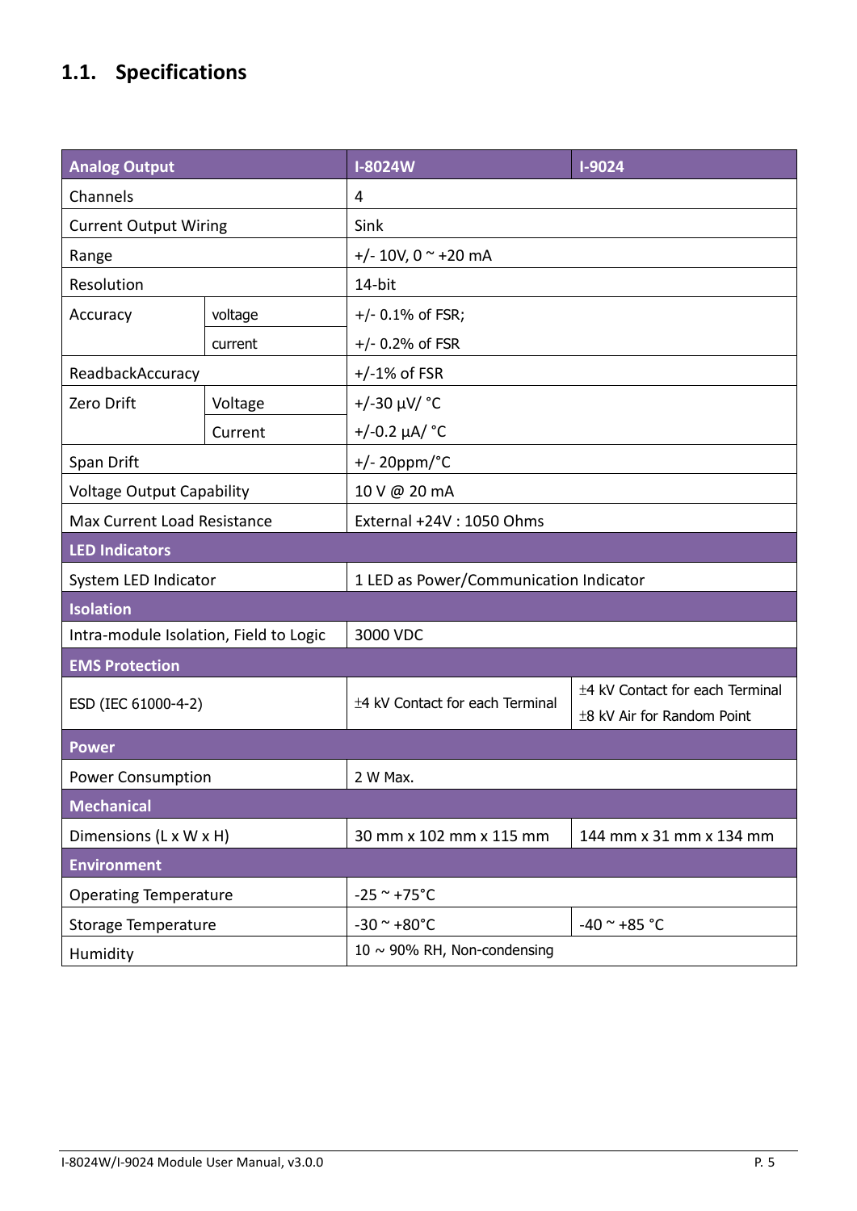## 1.1. Specifications

| Analog Output | | I-8024W | I-9024 |
|---|---|---|---|
| Channels | | 4 | |
| Current Output Wiring | | Sink | |
| Range | | +/- 10V, 0 ~ +20 mA | |
| Resolution | | 14-bit | |
| Accuracy | voltage | +/- 0.1% of FSR; | |
| | current | +/- 0.2% of FSR | |
| ReadbackAccuracy | | +/-1% of FSR | |
| Zero Drift | Voltage | +/-30 µV/ °C | |
| | Current | +/-0.2 µA/ °C | |
| Span Drift | | +/- 20ppm/°C | |
| Voltage Output Capability | | 10 V @ 20 mA | |
| Max Current Load Resistance | | External +24V : 1050 Ohms | |
| **LED Indicators** | | | |
| System LED Indicator | | 1 LED as Power/Communication Indicator | |
| **Isolation** | | | |
| Intra-module Isolation, Field to Logic | | 3000 VDC | |
| **EMS Protection** | | | |
| ESD (IEC 61000-4-2) | | ±4 kV Contact for each Terminal | ±4 kV Contact for each Terminal<br>±8 kV Air for Random Point |
| **Power** | | | |
| Power Consumption | | 2 W Max. | |
| **Mechanical** | | | |
| Dimensions (L x W x H) | | 30 mm x 102 mm x 115 mm | 144 mm x 31 mm x 134 mm |
| **Environment** | | | |
| Operating Temperature | | -25 ~ +75°C | |
| Storage Temperature | | -30 ~ +80°C | -40 ~ +85 °C |
| Humidity | | 10 ~ 90% RH, Non-condensing | |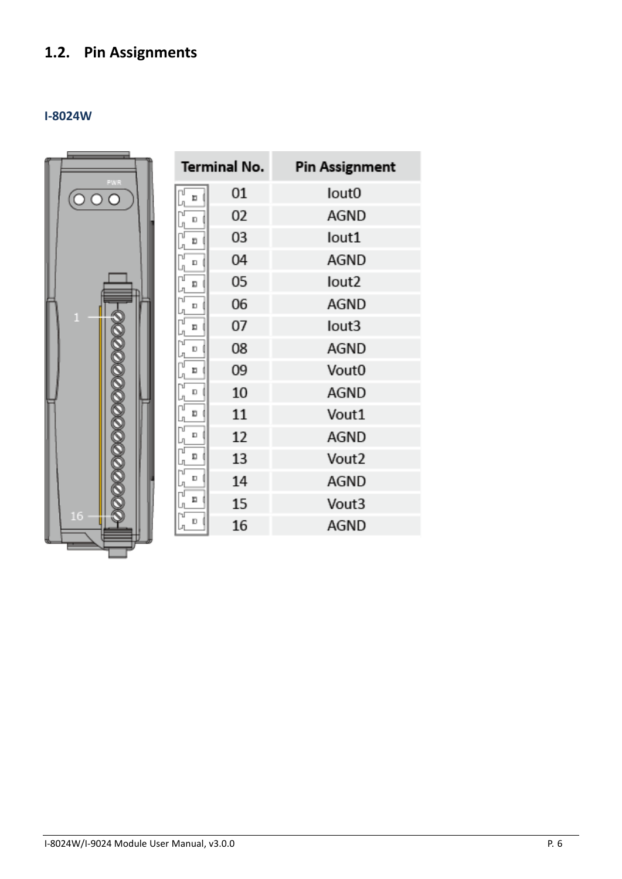## 1.2. Pin Assignments

### I-8024W

| Terminal No. | Pin Assignment |
|---|---|
| 01 | Iout0 |
| 02 | AGND |
| 03 | Iout1 |
| 04 | AGND |
| 05 | Iout2 |
| 06 | AGND |
| 07 | Iout3 |
| 08 | AGND |
| 09 | Vout0 |
| 10 | AGND |
| 11 | Vout1 |
| 12 | AGND |
| 13 | Vout2 |
| 14 | AGND |
| 15 | Vout3 |
| 16 | AGND |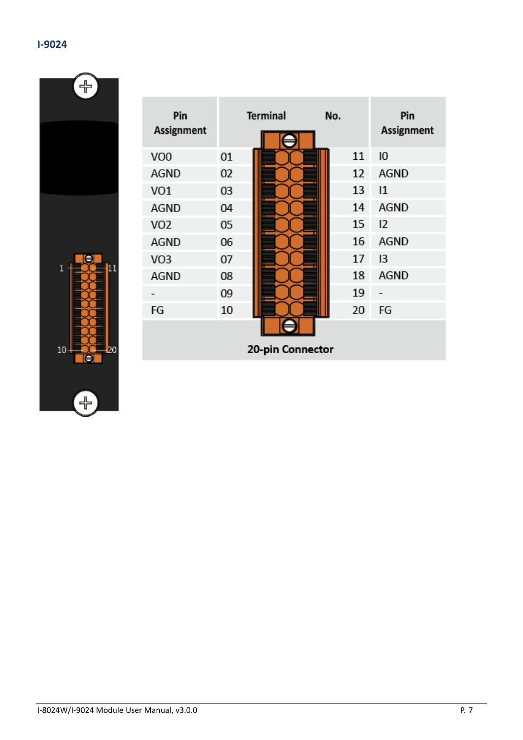## I-9024

| Pin Assignment | Terminal No. | | Pin Assignment |
|---|---|---|---|
| VO0 | 01 | 11 | I0 |
| AGND | 02 | 12 | AGND |
| VO1 | 03 | 13 | I1 |
| AGND | 04 | 14 | AGND |
| VO2 | 05 | 15 | I2 |
| AGND | 06 | 16 | AGND |
| VO3 | 07 | 17 | I3 |
| AGND | 08 | 18 | AGND |
| - | 09 | 19 | - |
| FG | 10 | 20 | FG |

20-pin Connector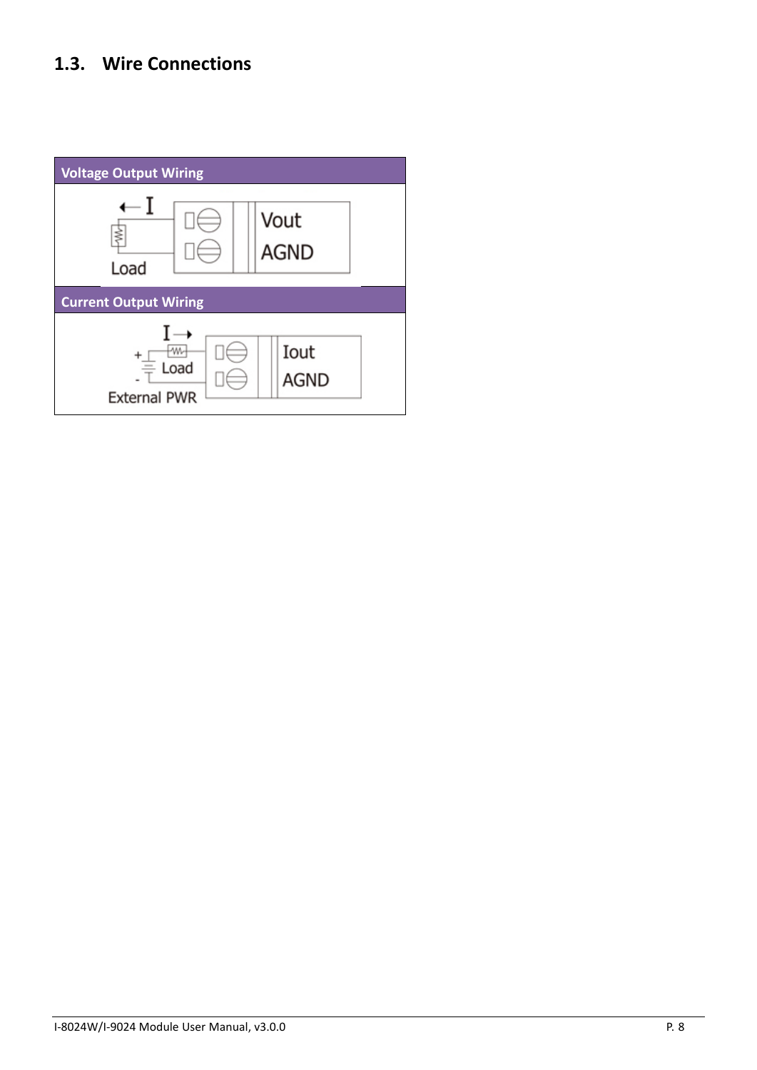## 1.3. Wire Connections

| Voltage Output Wiring |
| --- |
| Load — Vout / AGND |
| **Current Output Wiring** |
| External PWR, Load — Iout / AGND |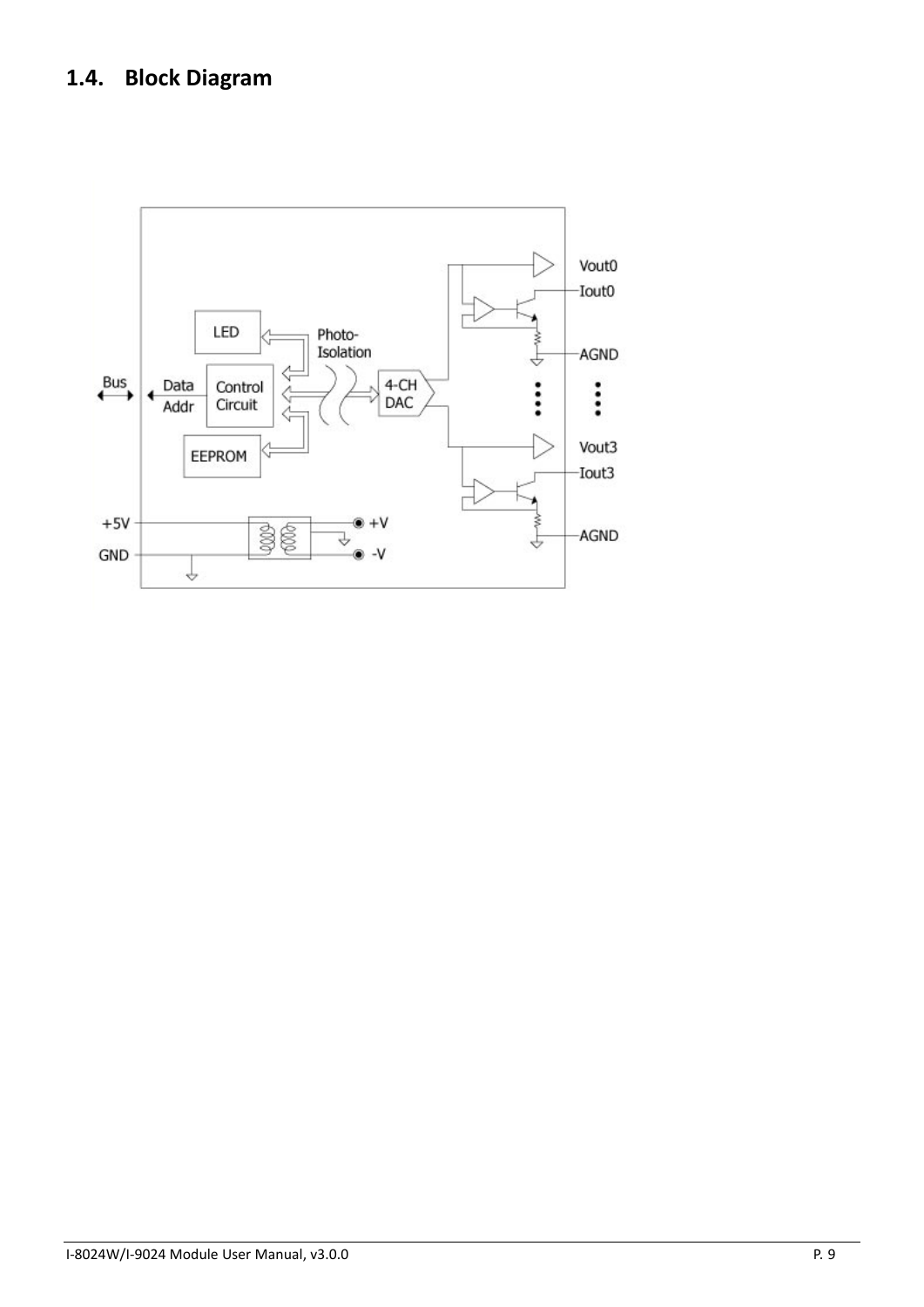## 1.4. Block Diagram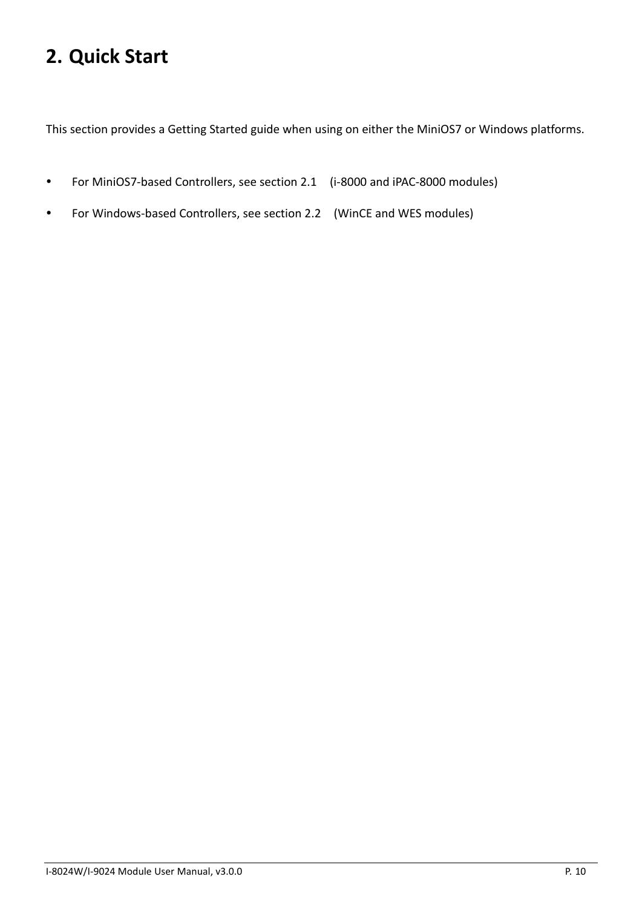# 2. Quick Start

This section provides a Getting Started guide when using on either the MiniOS7 or Windows platforms.

- For MiniOS7-based Controllers, see section 2.1 (i-8000 and iPAC-8000 modules)
- For Windows-based Controllers, see section 2.2 (WinCE and WES modules)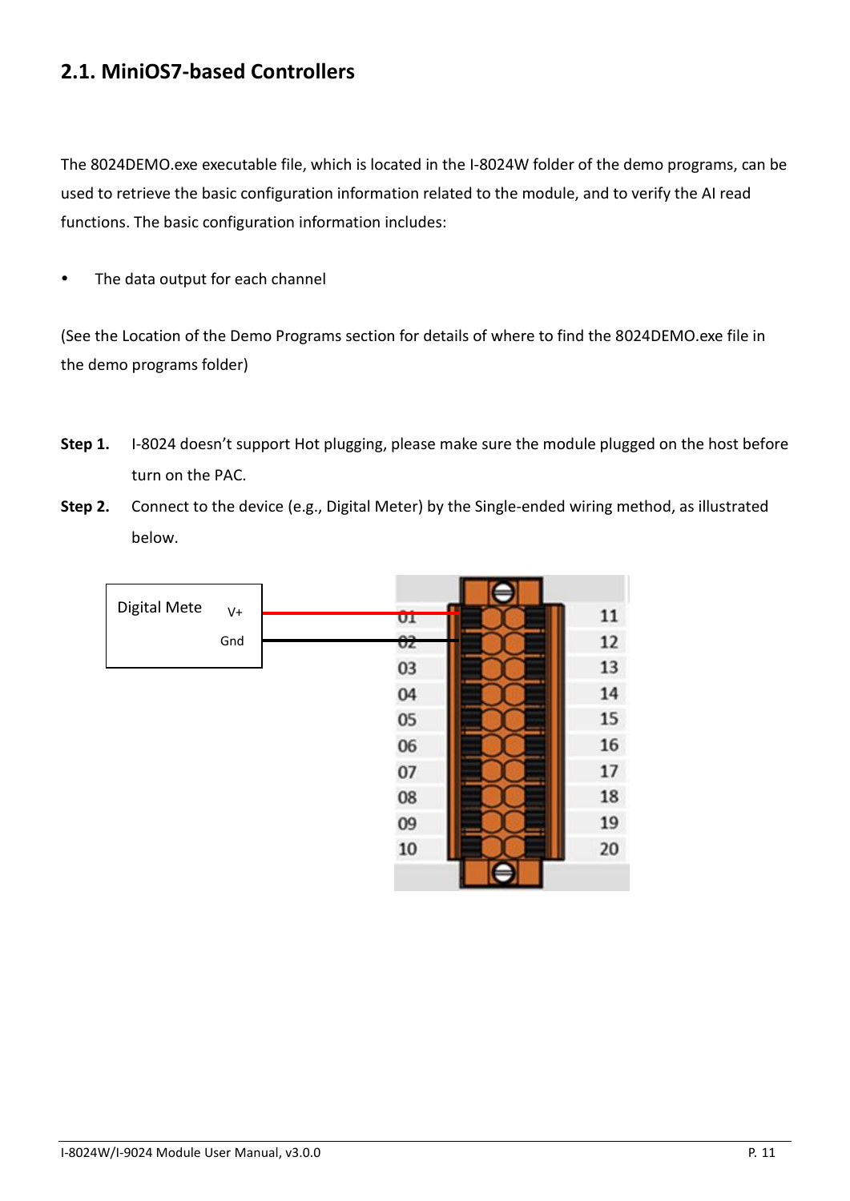## 2.1. MiniOS7-based Controllers

The 8024DEMO.exe executable file, which is located in the I-8024W folder of the demo programs, can be used to retrieve the basic configuration information related to the module, and to verify the AI read functions. The basic configuration information includes:

- The data output for each channel

(See the Location of the Demo Programs section for details of where to find the 8024DEMO.exe file in the demo programs folder)

**Step 1.** I-8024 doesn't support Hot plugging, please make sure the module plugged on the host before turn on the PAC.

**Step 2.** Connect to the device (e.g., Digital Meter) by the Single-ended wiring method, as illustrated below.

Digital Mete V+ Gnd

01 02 03 04 05 06 07 08 09 10

11 12 13 14 15 16 17 18 19 20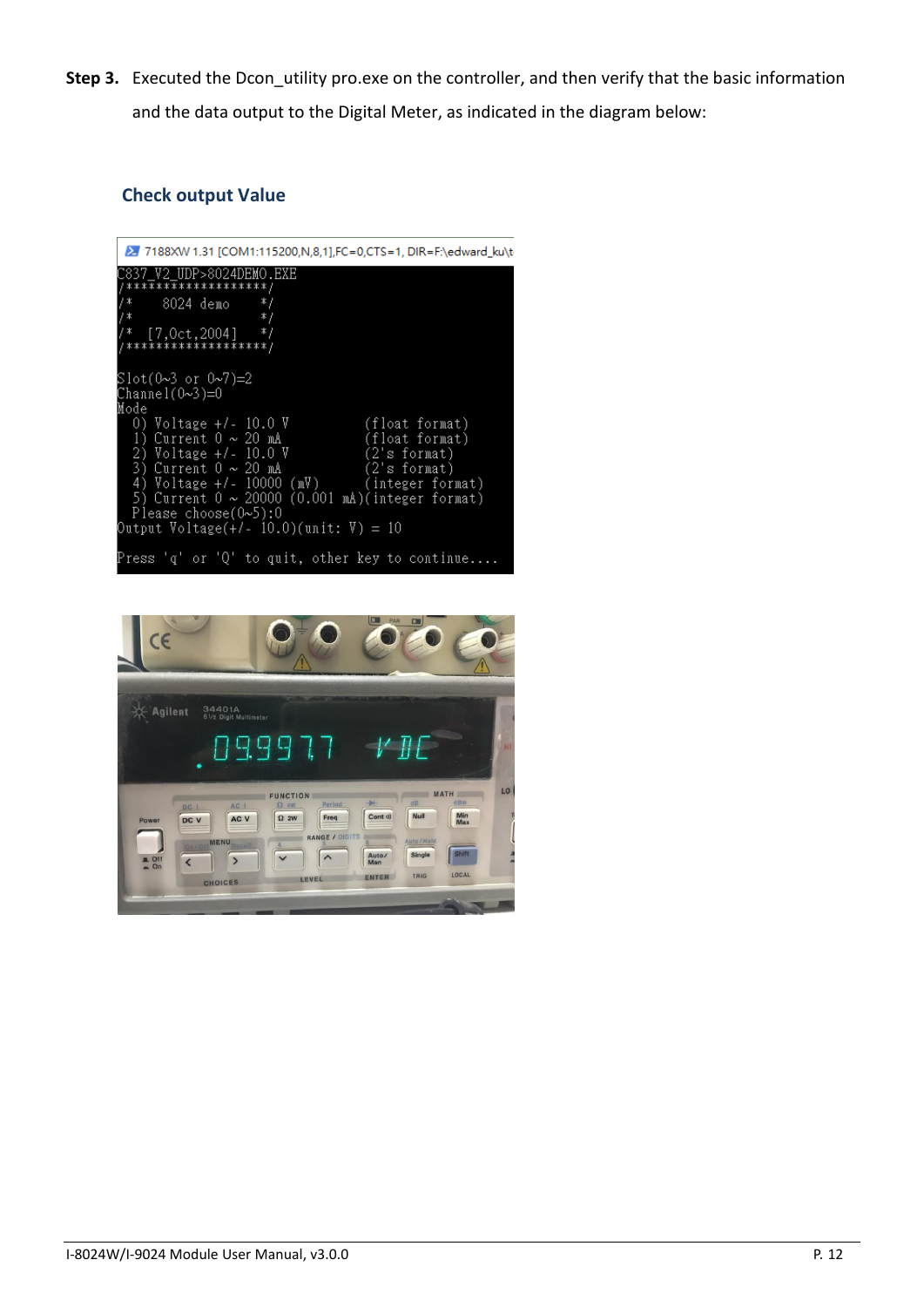**Step 3.** Executed the Dcon_utility pro.exe on the controller, and then verify that the basic information and the data output to the Digital Meter, as indicated in the diagram below:

### Check output Value

```
7188XW 1.31 [COM1:115200,N,8,1],FC=0,CTS=1, DIR=F:\edward_ku\t
C837_V2_UDP>8024DEMO.EXE
/*******************/
/*    8024 demo    */
/*                 */
/*  [7,Oct,2004]   */
/*******************/

Slot(0~3 or 0~7)=2
Channel(0~3)=0
Mode
  0) Voltage +/- 10.0 V          (float format)
  1) Current 0 ~ 20 mA           (float format)
  2) Voltage +/- 10.0 V          (2's format)
  3) Current 0 ~ 20 mA           (2's format)
  4) Voltage +/- 10000 (mV)      (integer format)
  5) Current 0 ~ 20000 (0.001 mA)(integer format)
  Please choose(0~5):0
Output Voltage(+/- 10.0)(unit: V) = 10

Press 'q' or 'Q' to quit, other key to continue....
```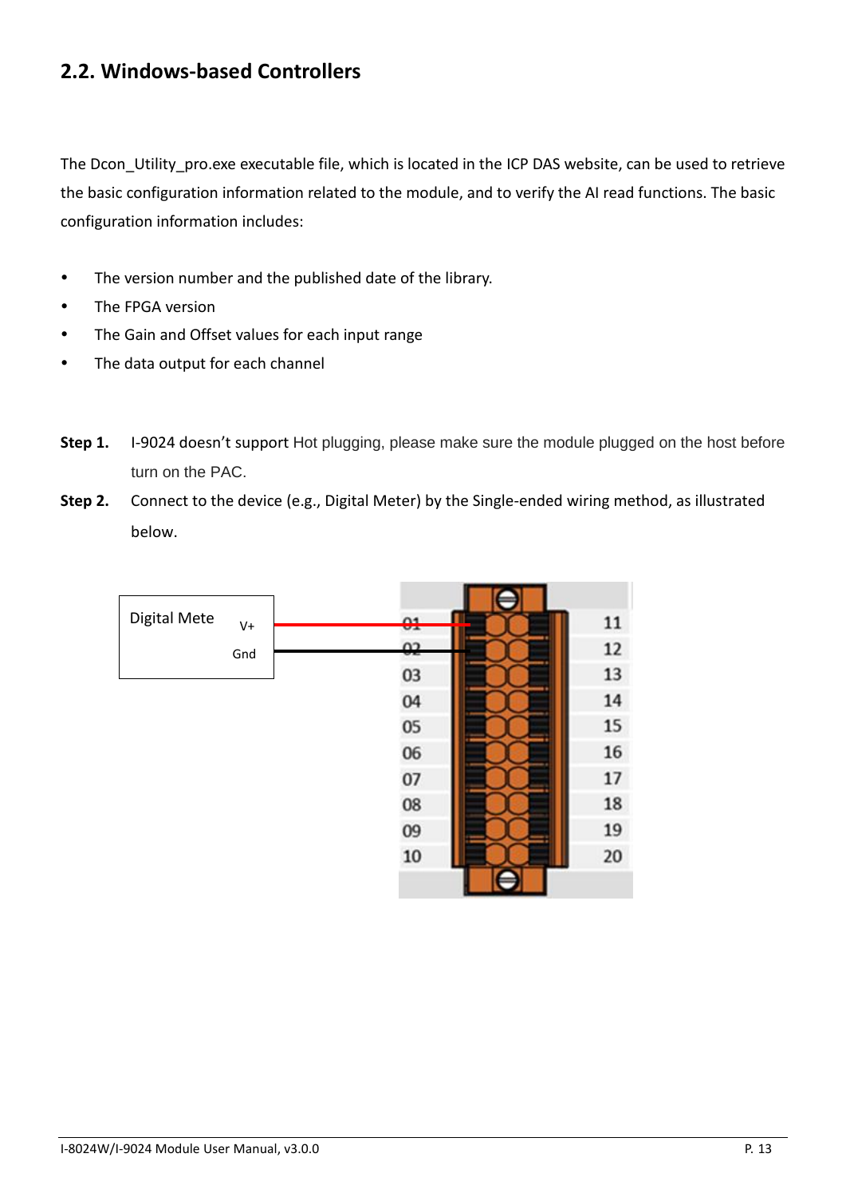## 2.2. Windows-based Controllers

The Dcon_Utility_pro.exe executable file, which is located in the ICP DAS website, can be used to retrieve the basic configuration information related to the module, and to verify the AI read functions. The basic configuration information includes:

- The version number and the published date of the library.
- The FPGA version
- The Gain and Offset values for each input range
- The data output for each channel

**Step 1.** I-9024 doesn't support Hot plugging, please make sure the module plugged on the host before turn on the PAC.

**Step 2.** Connect to the device (e.g., Digital Meter) by the Single-ended wiring method, as illustrated below.

Digital Mete V+ Gnd

01 02 03 04 05 06 07 08 09 10 11 12 13 14 15 16 17 18 19 20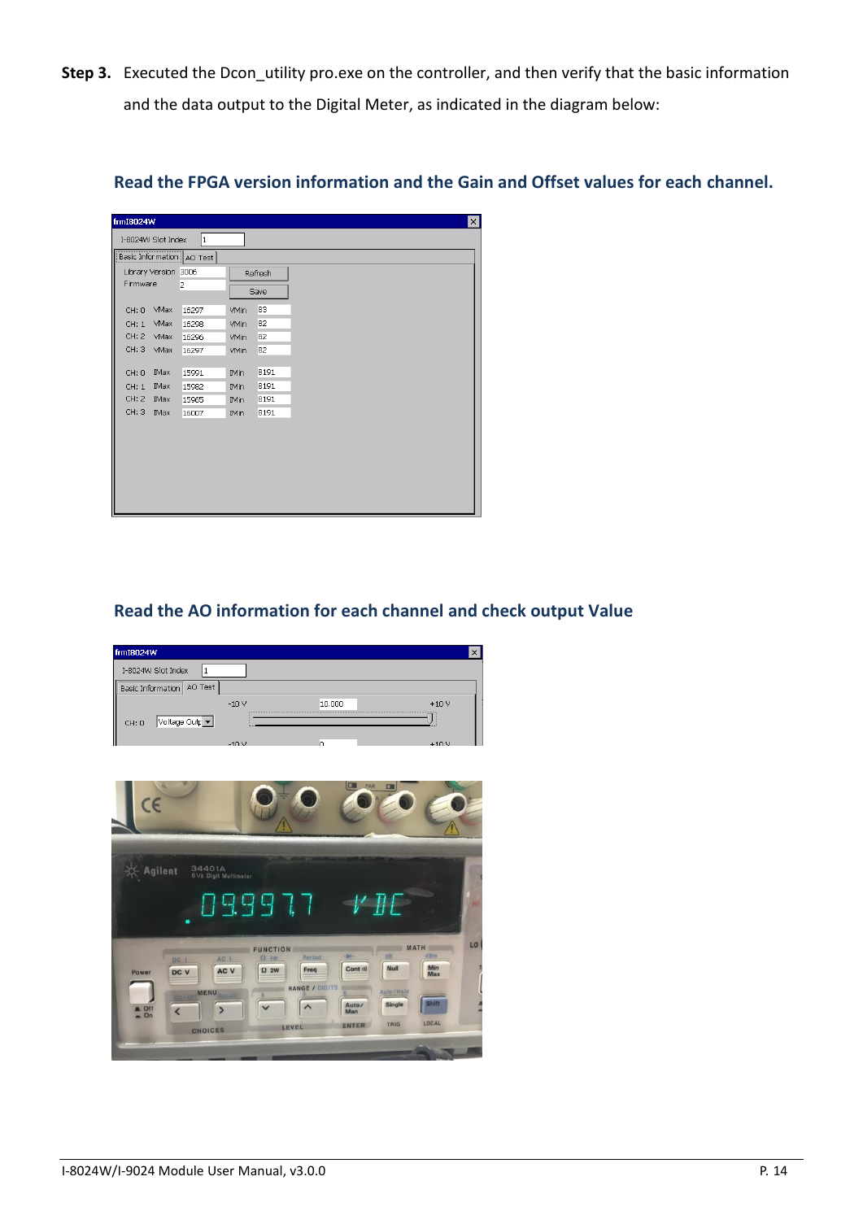**Step 3.** Executed the Dcon_utility pro.exe on the controller, and then verify that the basic information and the data output to the Digital Meter, as indicated in the diagram below:

### Read the FPGA version information and the Gain and Offset values for each channel.

### Read the AO information for each channel and check output Value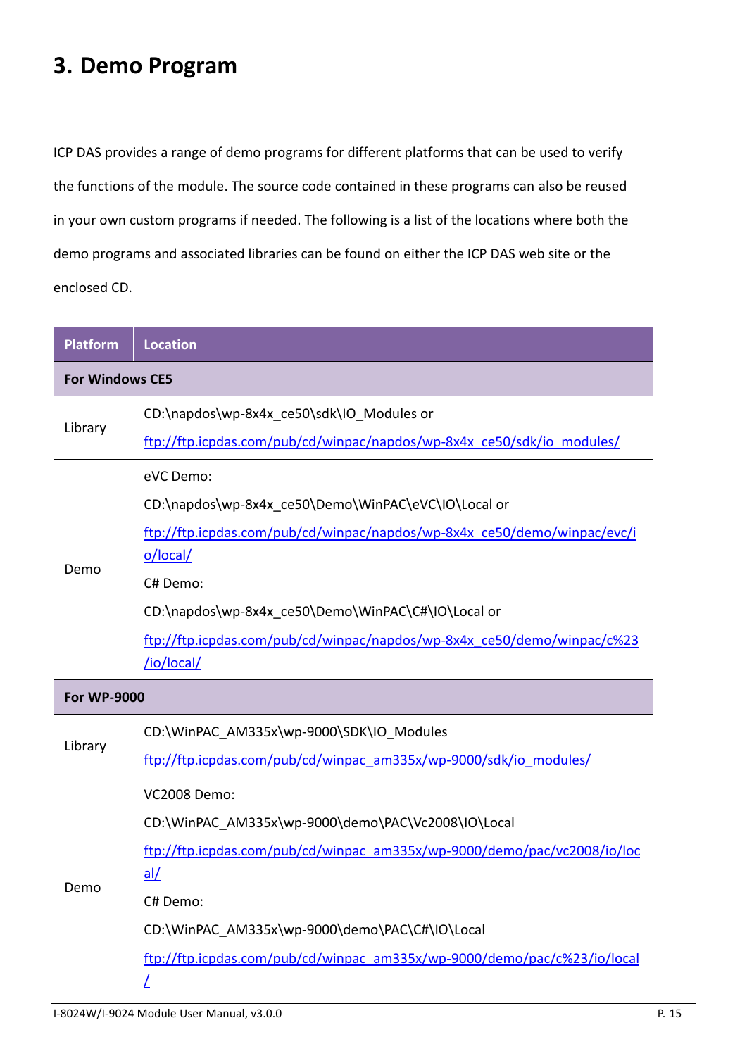# 3. Demo Program

ICP DAS provides a range of demo programs for different platforms that can be used to verify the functions of the module. The source code contained in these programs can also be reused in your own custom programs if needed. The following is a list of the locations where both the demo programs and associated libraries can be found on either the ICP DAS web site or the enclosed CD.

| Platform | Location |
|---|---|
| **For Windows CE5** | |
| Library | CD:\napdos\wp-8x4x_ce50\sdk\IO_Modules or<br>ftp://ftp.icpdas.com/pub/cd/winpac/napdos/wp-8x4x_ce50/sdk/io_modules/ |
| Demo | eVC Demo:<br>CD:\napdos\wp-8x4x_ce50\Demo\WinPAC\eVC\IO\Local or<br>ftp://ftp.icpdas.com/pub/cd/winpac/napdos/wp-8x4x_ce50/demo/winpac/evc/io/local/<br>C# Demo:<br>CD:\napdos\wp-8x4x_ce50\Demo\WinPAC\C#\IO\Local or<br>ftp://ftp.icpdas.com/pub/cd/winpac/napdos/wp-8x4x_ce50/demo/winpac/c%23/io/local/ |
| **For WP-9000** | |
| Library | CD:\WinPAC_AM335x\wp-9000\SDK\IO_Modules<br>ftp://ftp.icpdas.com/pub/cd/winpac_am335x/wp-9000/sdk/io_modules/ |
| Demo | VC2008 Demo:<br>CD:\WinPAC_AM335x\wp-9000\demo\PAC\Vc2008\IO\Local<br>ftp://ftp.icpdas.com/pub/cd/winpac_am335x/wp-9000/demo/pac/vc2008/io/local/<br>C# Demo:<br>CD:\WinPAC_AM335x\wp-9000\demo\PAC\C#\IO\Local<br>ftp://ftp.icpdas.com/pub/cd/winpac_am335x/wp-9000/demo/pac/c%23/io/local/ |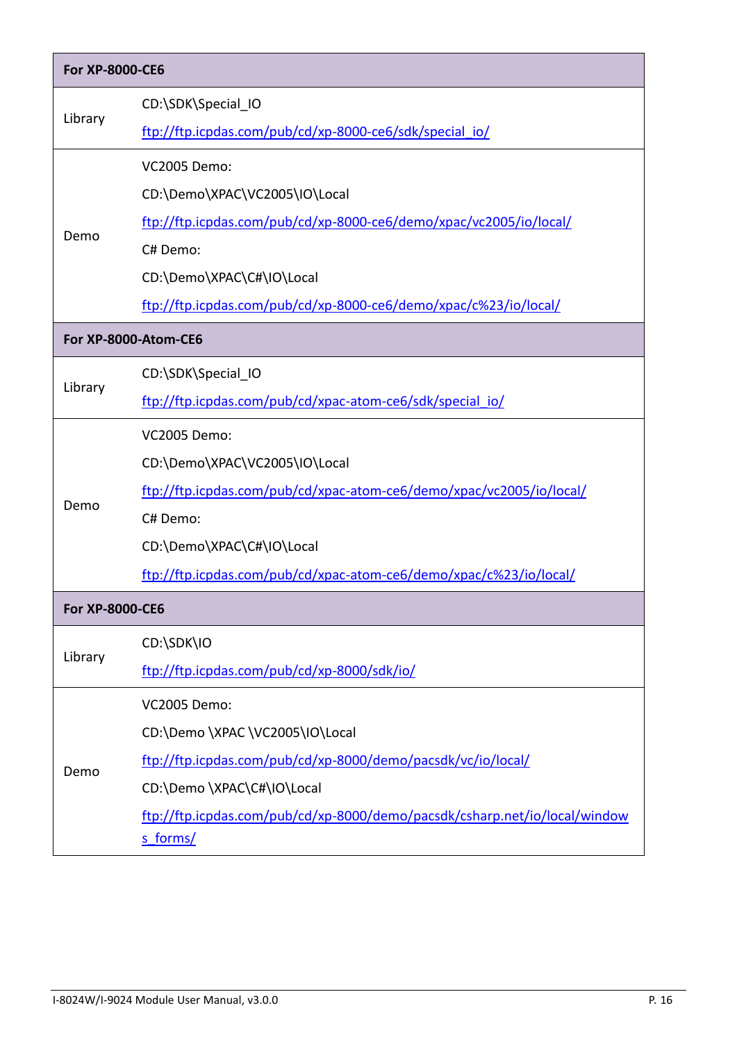| For XP-8000-CE6 | |
|---|---|
| Library | CD:\SDK\Special_IO<br>ftp://ftp.icpdas.com/pub/cd/xp-8000-ce6/sdk/special_io/ |
| Demo | VC2005 Demo:<br>CD:\Demo\XPAC\VC2005\IO\Local<br>ftp://ftp.icpdas.com/pub/cd/xp-8000-ce6/demo/xpac/vc2005/io/local/<br>C# Demo:<br>CD:\Demo\XPAC\C#\IO\Local<br>ftp://ftp.icpdas.com/pub/cd/xp-8000-ce6/demo/xpac/c%23/io/local/ |
| **For XP-8000-Atom-CE6** | |
| Library | CD:\SDK\Special_IO<br>ftp://ftp.icpdas.com/pub/cd/xpac-atom-ce6/sdk/special_io/ |
| Demo | VC2005 Demo:<br>CD:\Demo\XPAC\VC2005\IO\Local<br>ftp://ftp.icpdas.com/pub/cd/xpac-atom-ce6/demo/xpac/vc2005/io/local/<br>C# Demo:<br>CD:\Demo\XPAC\C#\IO\Local<br>ftp://ftp.icpdas.com/pub/cd/xpac-atom-ce6/demo/xpac/c%23/io/local/ |
| **For XP-8000-CE6** | |
| Library | CD:\SDK\IO<br>ftp://ftp.icpdas.com/pub/cd/xp-8000/sdk/io/ |
| Demo | VC2005 Demo:<br>CD:\Demo \XPAC \VC2005\IO\Local<br>ftp://ftp.icpdas.com/pub/cd/xp-8000/demo/pacsdk/vc/io/local/<br>CD:\Demo \XPAC\C#\IO\Local<br>ftp://ftp.icpdas.com/pub/cd/xp-8000/demo/pacsdk/csharp.net/io/local/windows_forms/ |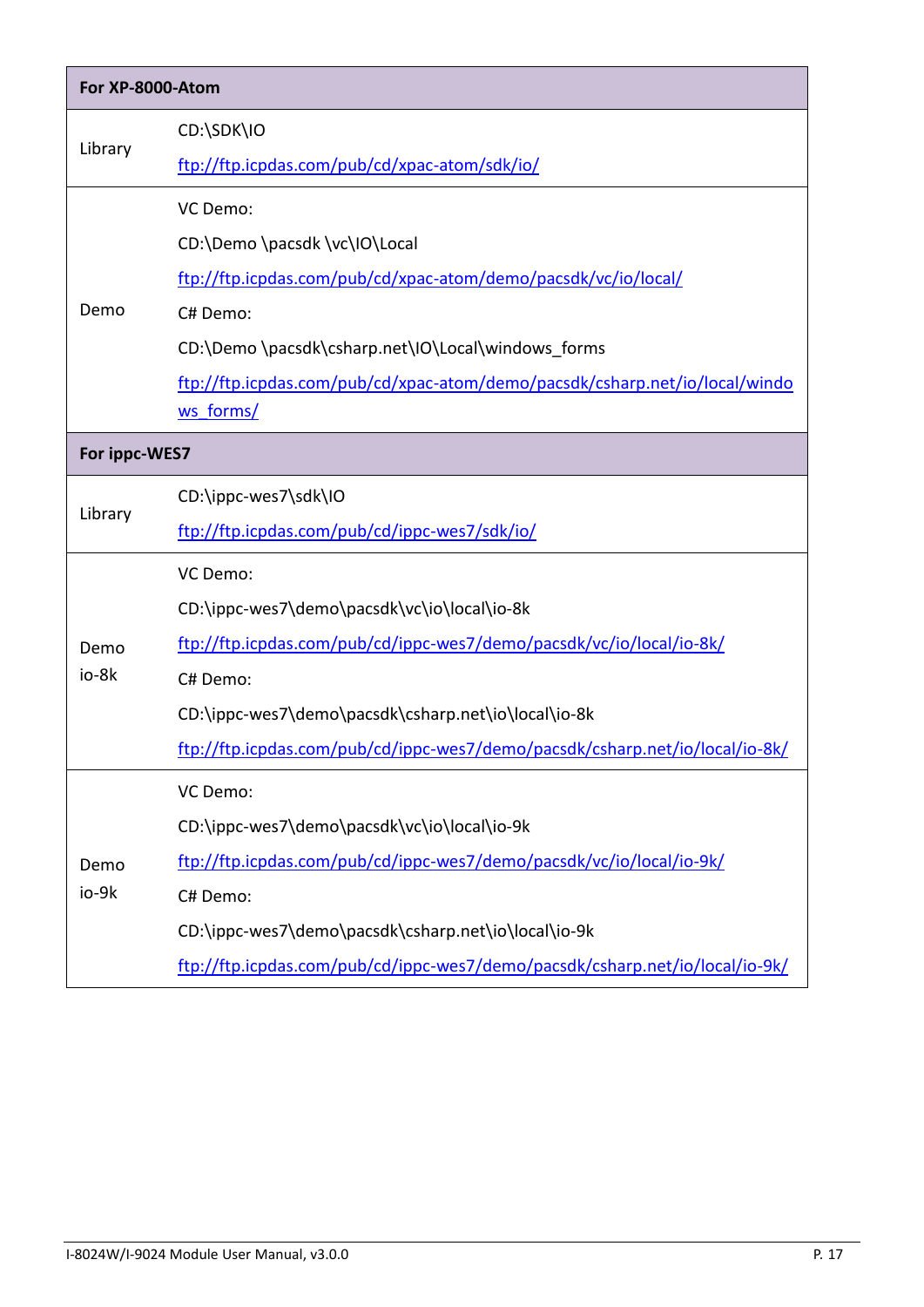| For XP-8000-Atom | |
|---|---|
| Library | CD:\SDK\IO<br>ftp://ftp.icpdas.com/pub/cd/xpac-atom/sdk/io/ |
| Demo | VC Demo:<br>CD:\Demo \pacsdk \vc\IO\Local<br>ftp://ftp.icpdas.com/pub/cd/xpac-atom/demo/pacsdk/vc/io/local/<br>C# Demo:<br>CD:\Demo \pacsdk\csharp.net\IO\Local\windows_forms<br>ftp://ftp.icpdas.com/pub/cd/xpac-atom/demo/pacsdk/csharp.net/io/local/windows_forms/ |
| **For ippc-WES7** | |
| Library | CD:\ippc-wes7\sdk\IO<br>ftp://ftp.icpdas.com/pub/cd/ippc-wes7/sdk/io/ |
| Demo io-8k | VC Demo:<br>CD:\ippc-wes7\demo\pacsdk\vc\io\local\io-8k<br>ftp://ftp.icpdas.com/pub/cd/ippc-wes7/demo/pacsdk/vc/io/local/io-8k/<br>C# Demo:<br>CD:\ippc-wes7\demo\pacsdk\csharp.net\io\local\io-8k<br>ftp://ftp.icpdas.com/pub/cd/ippc-wes7/demo/pacsdk/csharp.net/io/local/io-8k/ |
| Demo io-9k | VC Demo:<br>CD:\ippc-wes7\demo\pacsdk\vc\io\local\io-9k<br>ftp://ftp.icpdas.com/pub/cd/ippc-wes7/demo/pacsdk/vc/io/local/io-9k/<br>C# Demo:<br>CD:\ippc-wes7\demo\pacsdk\csharp.net\io\local\io-9k<br>ftp://ftp.icpdas.com/pub/cd/ippc-wes7/demo/pacsdk/csharp.net/io/local/io-9k/ |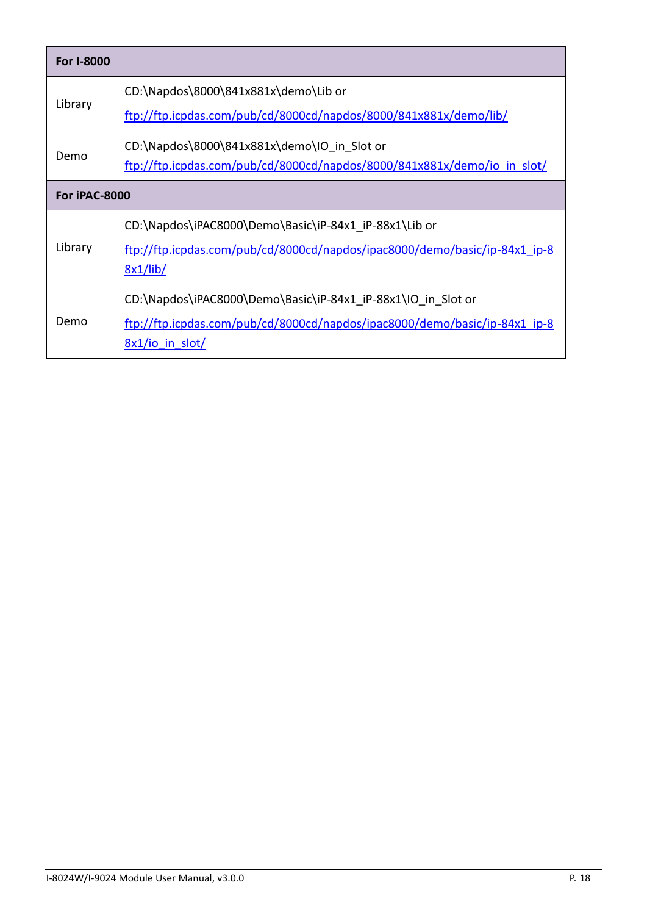| For I-8000 | |
|---|---|
| Library | CD:\Napdos\8000\841x881x\demo\Lib or<br>ftp://ftp.icpdas.com/pub/cd/8000cd/napdos/8000/841x881x/demo/lib/ |
| Demo | CD:\Napdos\8000\841x881x\demo\IO_in_Slot or<br>ftp://ftp.icpdas.com/pub/cd/8000cd/napdos/8000/841x881x/demo/io_in_slot/ |
| **For iPAC-8000** | |
| Library | CD:\Napdos\iPAC8000\Demo\Basic\iP-84x1_iP-88x1\Lib or<br>ftp://ftp.icpdas.com/pub/cd/8000cd/napdos/ipac8000/demo/basic/ip-84x1_ip-88x1/lib/ |
| Demo | CD:\Napdos\iPAC8000\Demo\Basic\iP-84x1_iP-88x1\IO_in_Slot or<br>ftp://ftp.icpdas.com/pub/cd/8000cd/napdos/ipac8000/demo/basic/ip-84x1_ip-88x1/io_in_slot/ |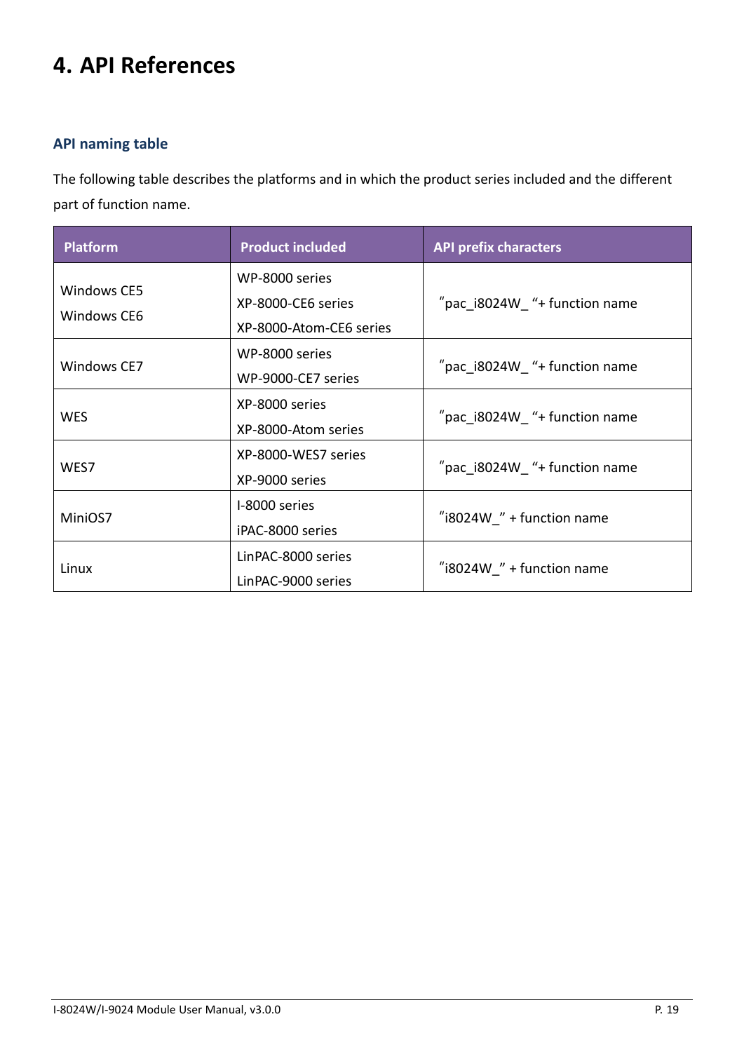# 4. API References

### API naming table

The following table describes the platforms and in which the product series included and the different part of function name.

| Platform | Product included | API prefix characters |
|---|---|---|
| Windows CE5<br>Windows CE6 | WP-8000 series<br>XP-8000-CE6 series<br>XP-8000-Atom-CE6 series | "pac_i8024W_ "+ function name |
| Windows CE7 | WP-8000 series<br>WP-9000-CE7 series | "pac_i8024W_ "+ function name |
| WES | XP-8000 series<br>XP-8000-Atom series | "pac_i8024W_ "+ function name |
| WES7 | XP-8000-WES7 series<br>XP-9000 series | "pac_i8024W_ "+ function name |
| MiniOS7 | I-8000 series<br>iPAC-8000 series | "i8024W_" + function name |
| Linux | LinPAC-8000 series<br>LinPAC-9000 series | "i8024W_" + function name |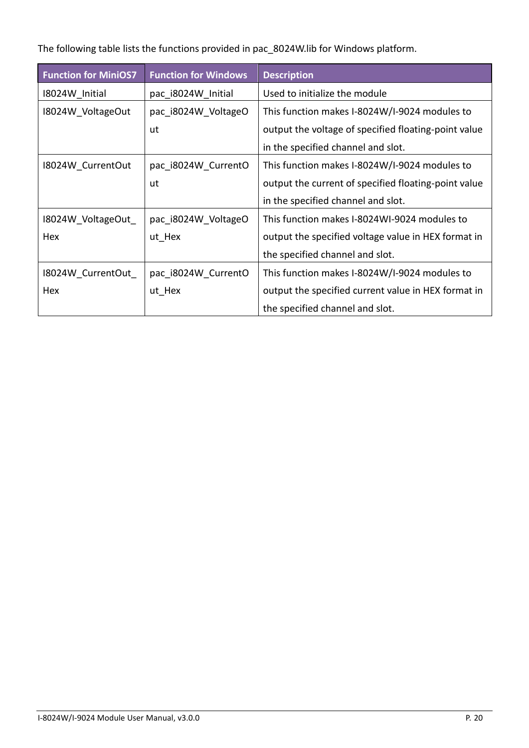The following table lists the functions provided in pac_8024W.lib for Windows platform.

| Function for MiniOS7 | Function for Windows | Description |
|---|---|---|
| I8024W_Initial | pac_i8024W_Initial | Used to initialize the module |
| I8024W_VoltageOut | pac_i8024W_VoltageOut | This function makes I-8024W/I-9024 modules to output the voltage of specified floating-point value in the specified channel and slot. |
| I8024W_CurrentOut | pac_i8024W_CurrentOut | This function makes I-8024W/I-9024 modules to output the current of specified floating-point value in the specified channel and slot. |
| I8024W_VoltageOut_Hex | pac_i8024W_VoltageOut_Hex | This function makes I-8024WI-9024 modules to output the specified voltage value in HEX format in the specified channel and slot. |
| I8024W_CurrentOut_Hex | pac_i8024W_CurrentOut_Hex | This function makes I-8024W/I-9024 modules to output the specified current value in HEX format in the specified channel and slot. |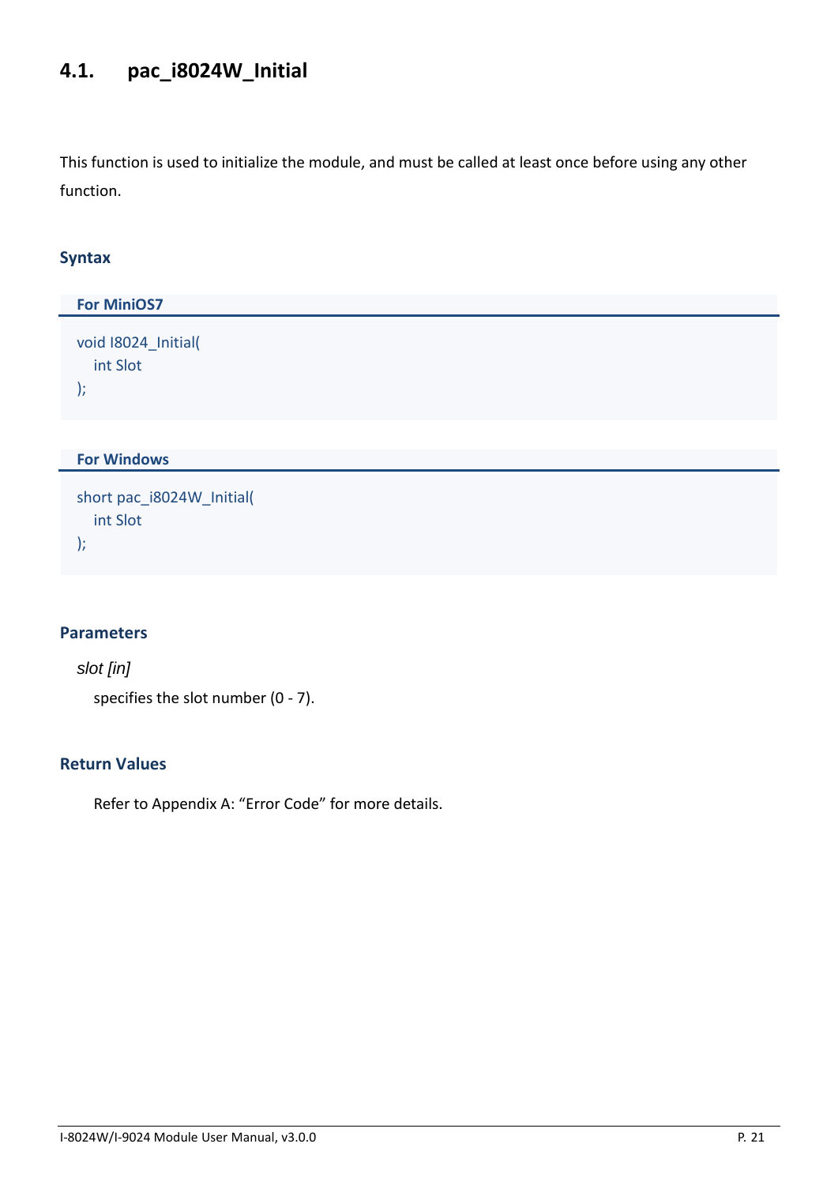## 4.1. pac_i8024W_Initial

This function is used to initialize the module, and must be called at least once before using any other function.

### Syntax

**For MiniOS7**

```
void I8024_Initial(
    int Slot
);
```

**For Windows**

```
short pac_i8024W_Initial(
    int Slot
);
```

### Parameters

*slot [in]*

specifies the slot number (0 - 7).

### Return Values

Refer to Appendix A: “Error Code” for more details.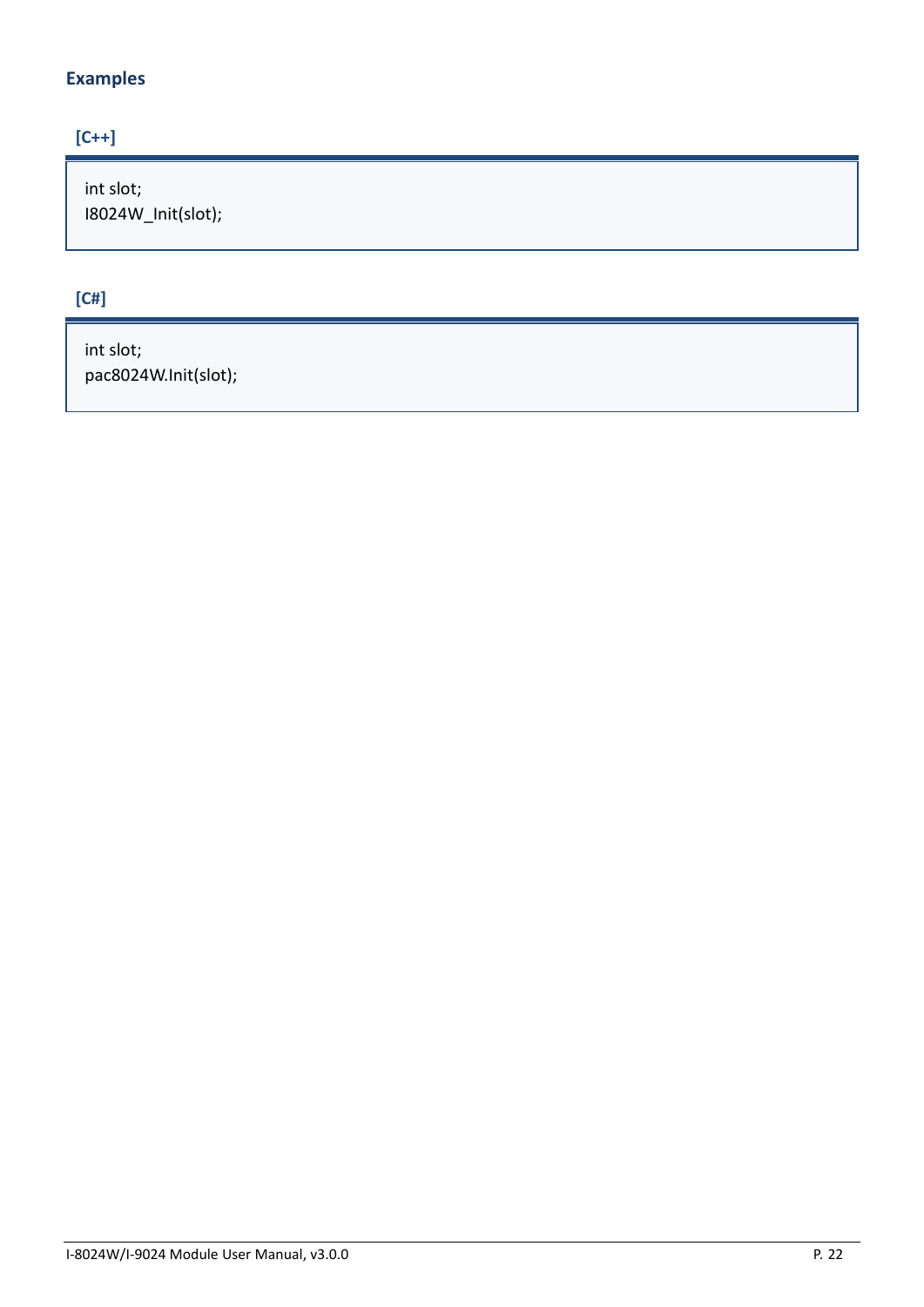### Examples

**[C++]**

```
int slot;
I8024W_Init(slot);
```

**[C#]**

```
int slot;
pac8024W.Init(slot);
```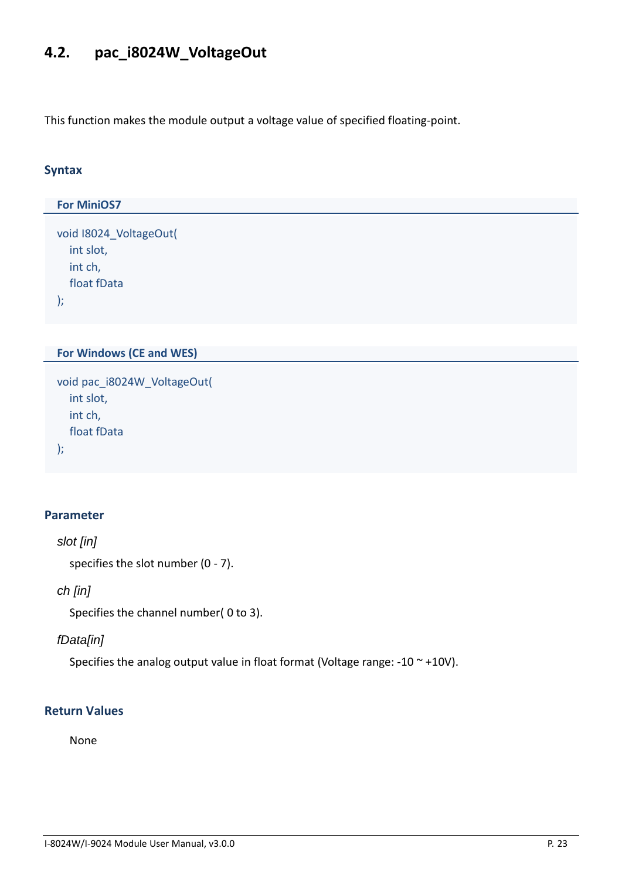## 4.2. pac_i8024W_VoltageOut

This function makes the module output a voltage value of specified floating-point.

### Syntax

**For MiniOS7**

```
void I8024_VoltageOut(
   int slot,
   int ch,
   float fData
);
```

**For Windows (CE and WES)**

```
void pac_i8024W_VoltageOut(
   int slot,
   int ch,
   float fData
);
```

### Parameter

*slot [in]*

specifies the slot number (0 - 7).

*ch [in]*

Specifies the channel number( 0 to 3).

*fData[in]*

Specifies the analog output value in float format (Voltage range: -10 ~ +10V).

### Return Values

None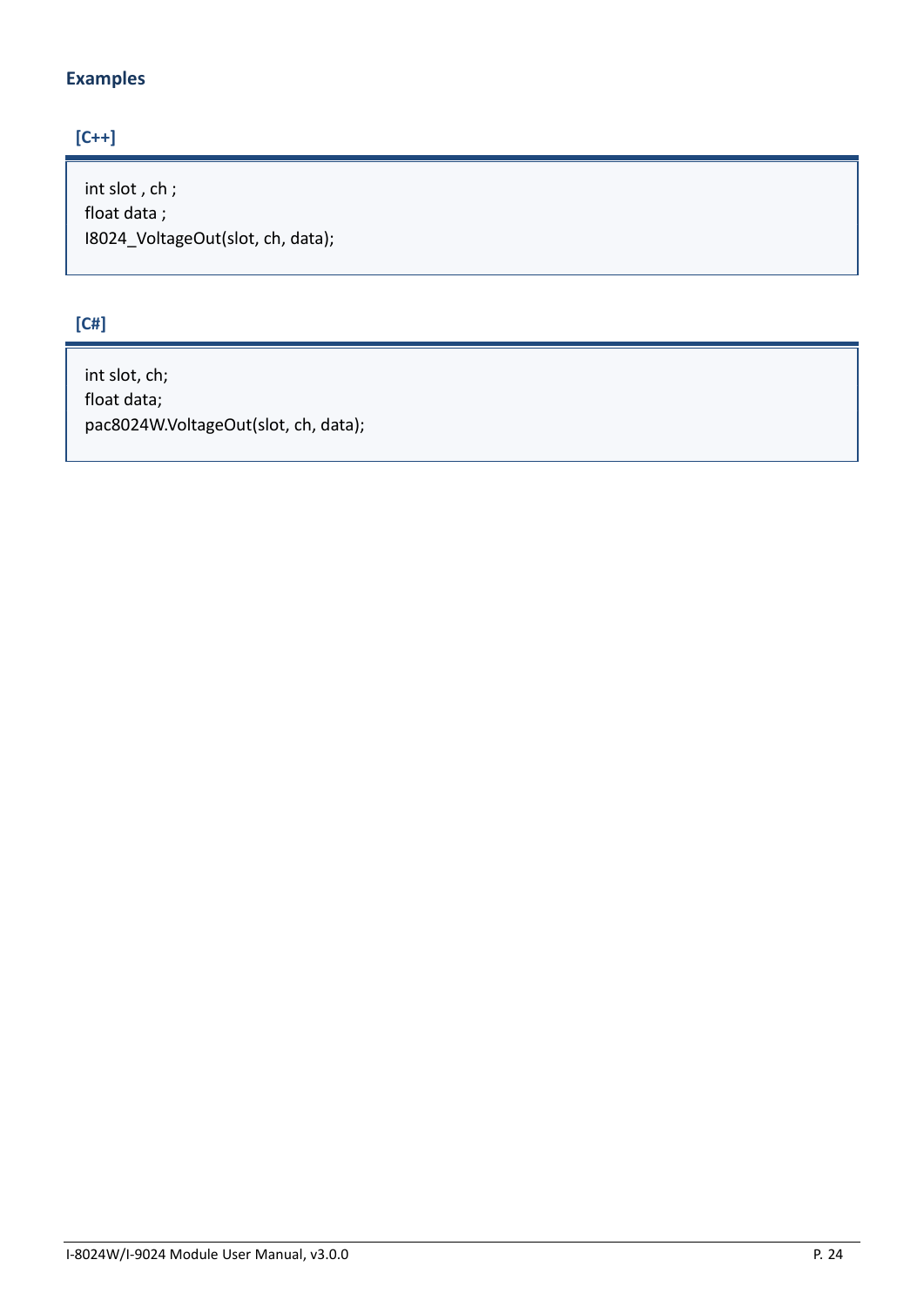### Examples

**[C++]**

```
int slot , ch ;
float data ;
I8024_VoltageOut(slot, ch, data);
```

**[C#]**

```
int slot, ch;
float data;
pac8024W.VoltageOut(slot, ch, data);
```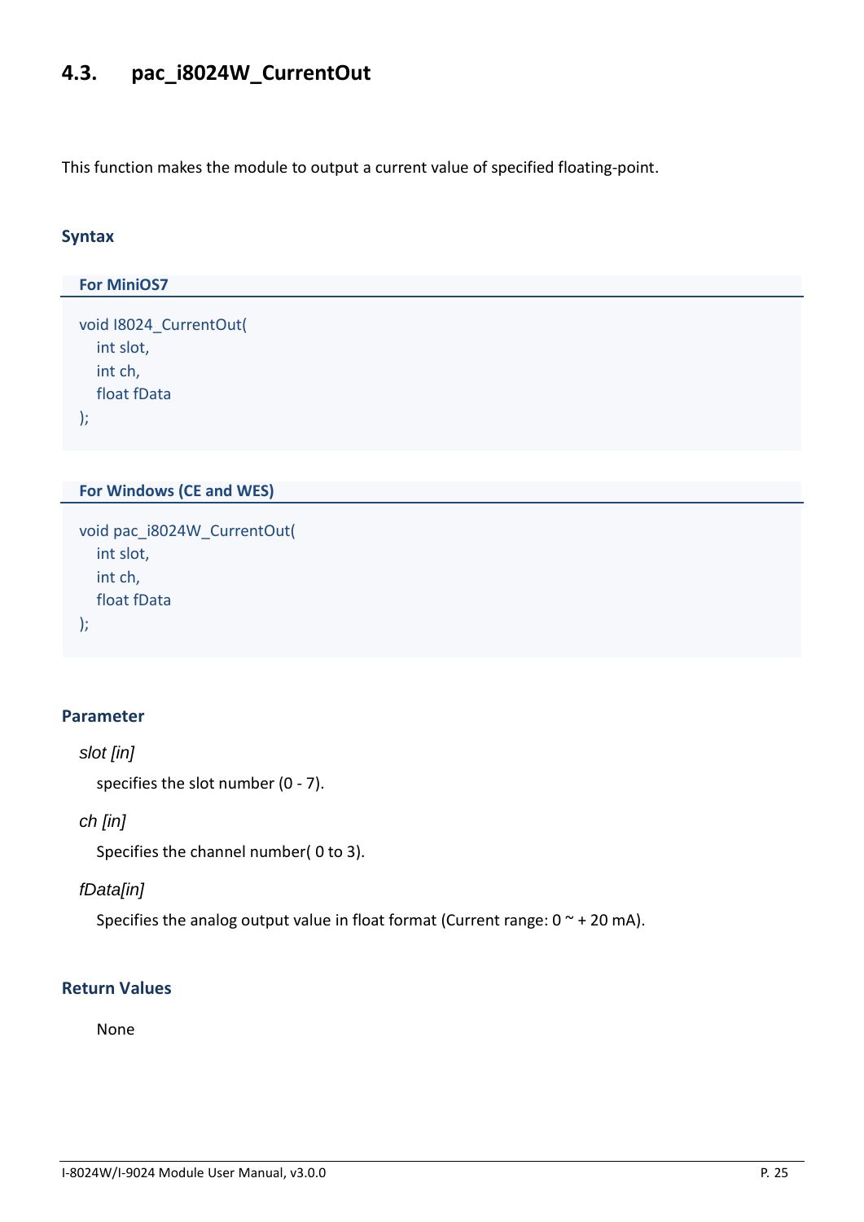## 4.3. pac_i8024W_CurrentOut

This function makes the module to output a current value of specified floating-point.

### Syntax

**For MiniOS7**

```
void I8024_CurrentOut(
    int slot,
    int ch,
    float fData
);
```

**For Windows (CE and WES)**

```
void pac_i8024W_CurrentOut(
    int slot,
    int ch,
    float fData
);
```

### Parameter

*slot [in]*

specifies the slot number (0 - 7).

*ch [in]*

Specifies the channel number( 0 to 3).

*fData[in]*

Specifies the analog output value in float format (Current range: 0 ~ + 20 mA).

### Return Values

None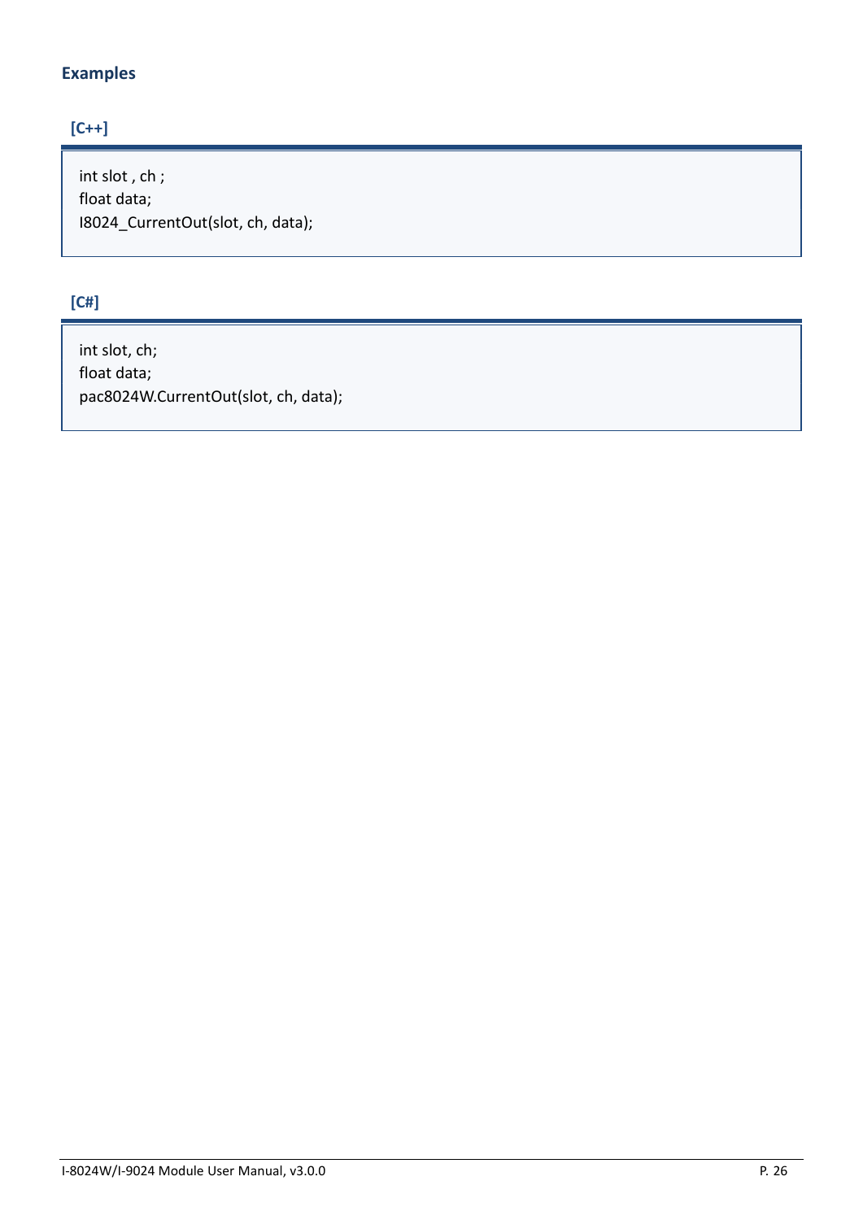### Examples

**[C++]**

```
int slot , ch ;
float data;
I8024_CurrentOut(slot, ch, data);
```

**[C#]**

```
int slot, ch;
float data;
pac8024W.CurrentOut(slot, ch, data);
```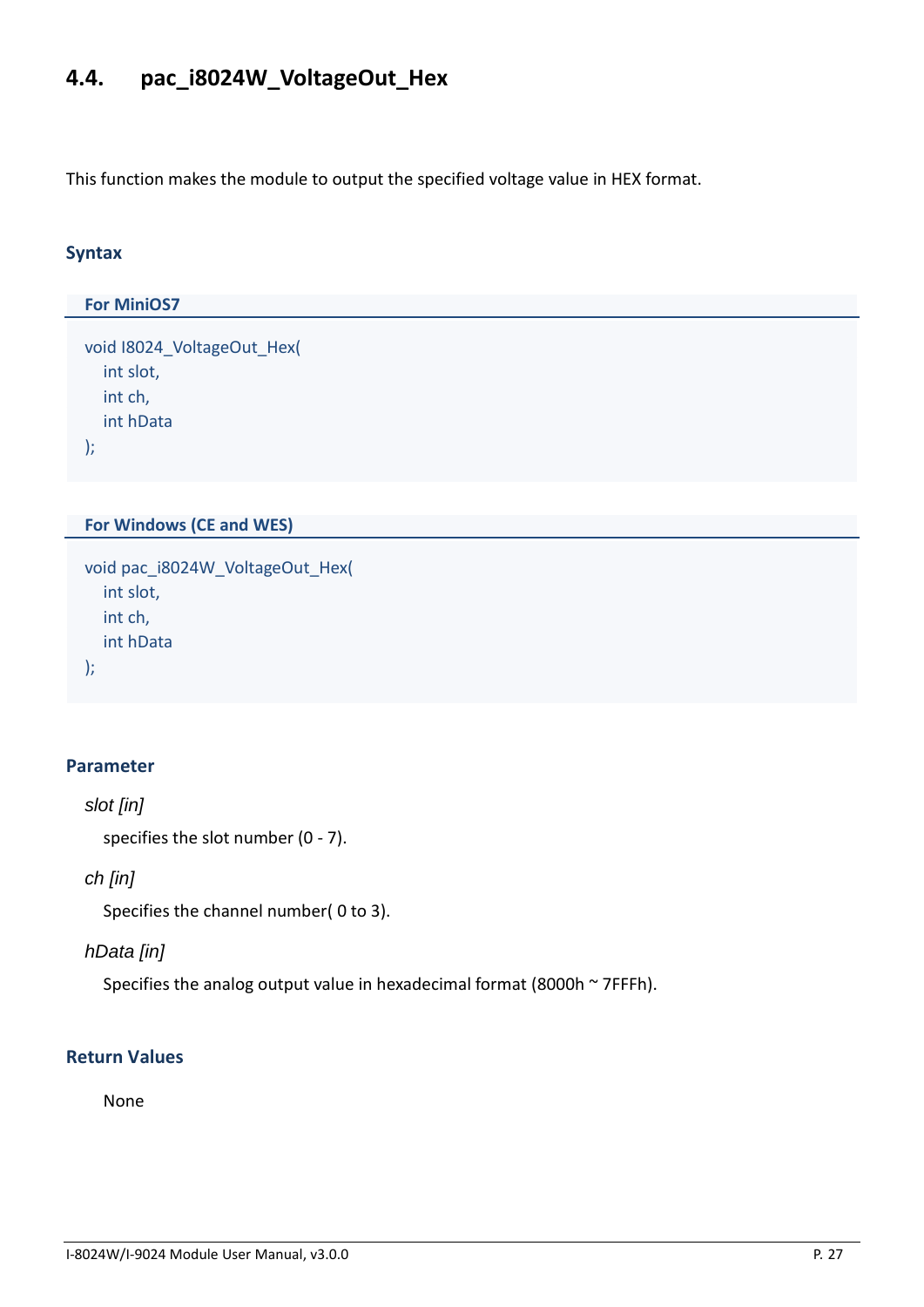## 4.4. pac_i8024W_VoltageOut_Hex

This function makes the module to output the specified voltage value in HEX format.

### Syntax

**For MiniOS7**

```
void I8024_VoltageOut_Hex(
    int slot,
    int ch,
    int hData
);
```

**For Windows (CE and WES)**

```
void pac_i8024W_VoltageOut_Hex(
    int slot,
    int ch,
    int hData
);
```

### Parameter

*slot [in]*

specifies the slot number (0 - 7).

*ch [in]*

Specifies the channel number( 0 to 3).

*hData [in]*

Specifies the analog output value in hexadecimal format (8000h ~ 7FFFh).

### Return Values

None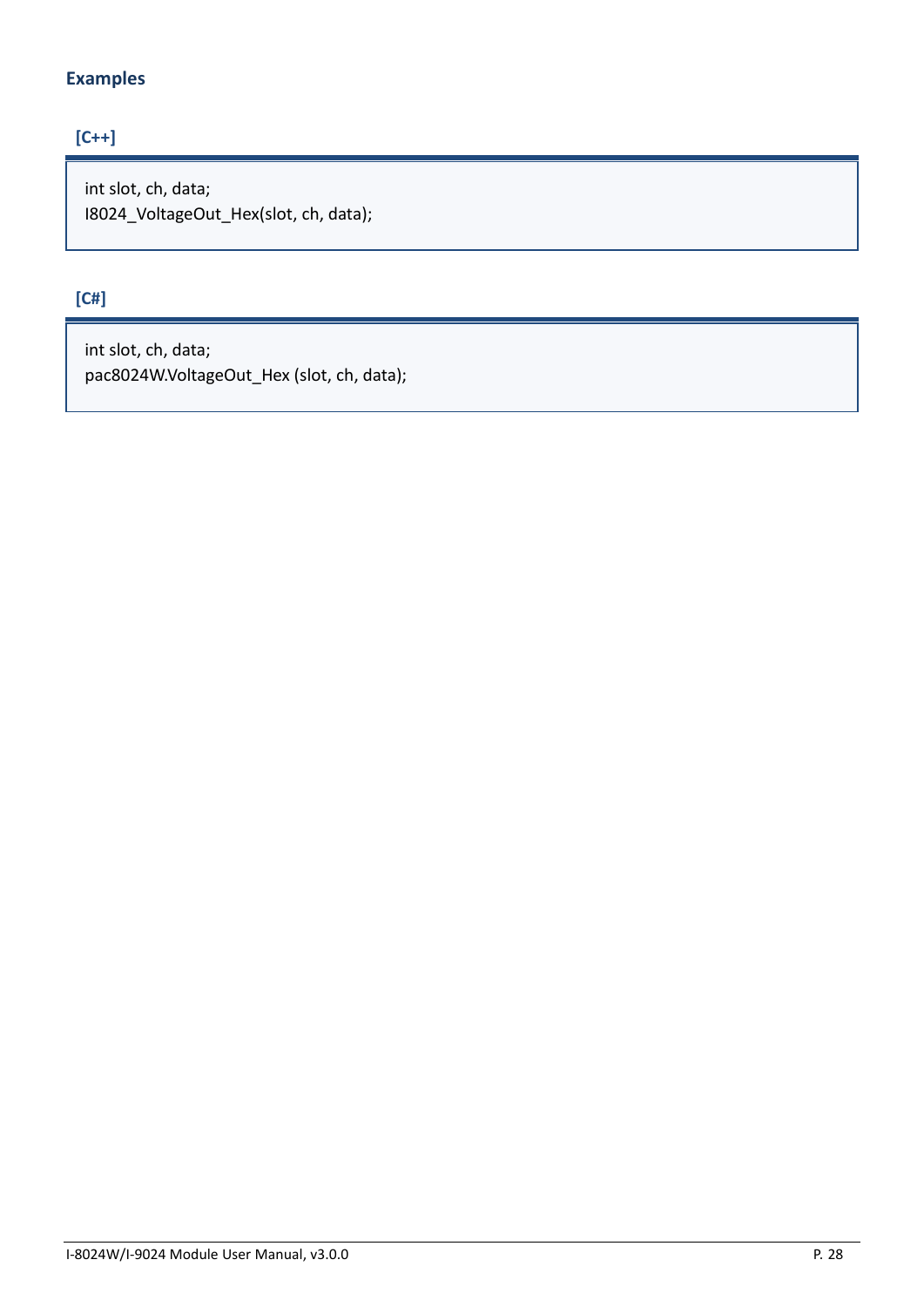### Examples

**[C++]**

```
int slot, ch, data;
I8024_VoltageOut_Hex(slot, ch, data);
```

**[C#]**

```
int slot, ch, data;
pac8024W.VoltageOut_Hex (slot, ch, data);
```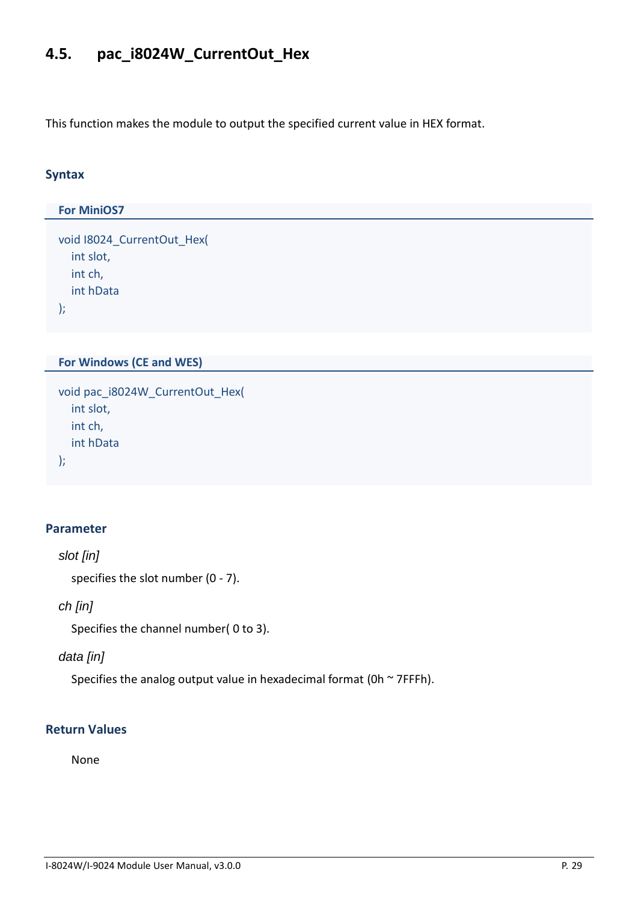## 4.5. pac_i8024W_CurrentOut_Hex

This function makes the module to output the specified current value in HEX format.

### Syntax

**For MiniOS7**

```
void I8024_CurrentOut_Hex(
   int slot,
   int ch,
   int hData
);
```

**For Windows (CE and WES)**

```
void pac_i8024W_CurrentOut_Hex(
   int slot,
   int ch,
   int hData
);
```

### Parameter

*slot [in]*

specifies the slot number (0 - 7).

*ch [in]*

Specifies the channel number( 0 to 3).

*data [in]*

Specifies the analog output value in hexadecimal format (0h ~ 7FFFh).

### Return Values

None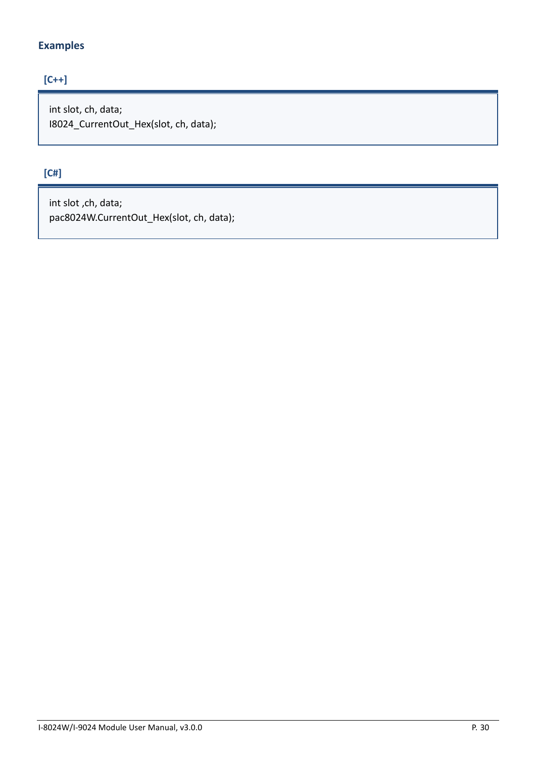### Examples

**[C++]**

```
int slot, ch, data;
I8024_CurrentOut_Hex(slot, ch, data);
```

**[C#]**

```
int slot ,ch, data;
pac8024W.CurrentOut_Hex(slot, ch, data);
```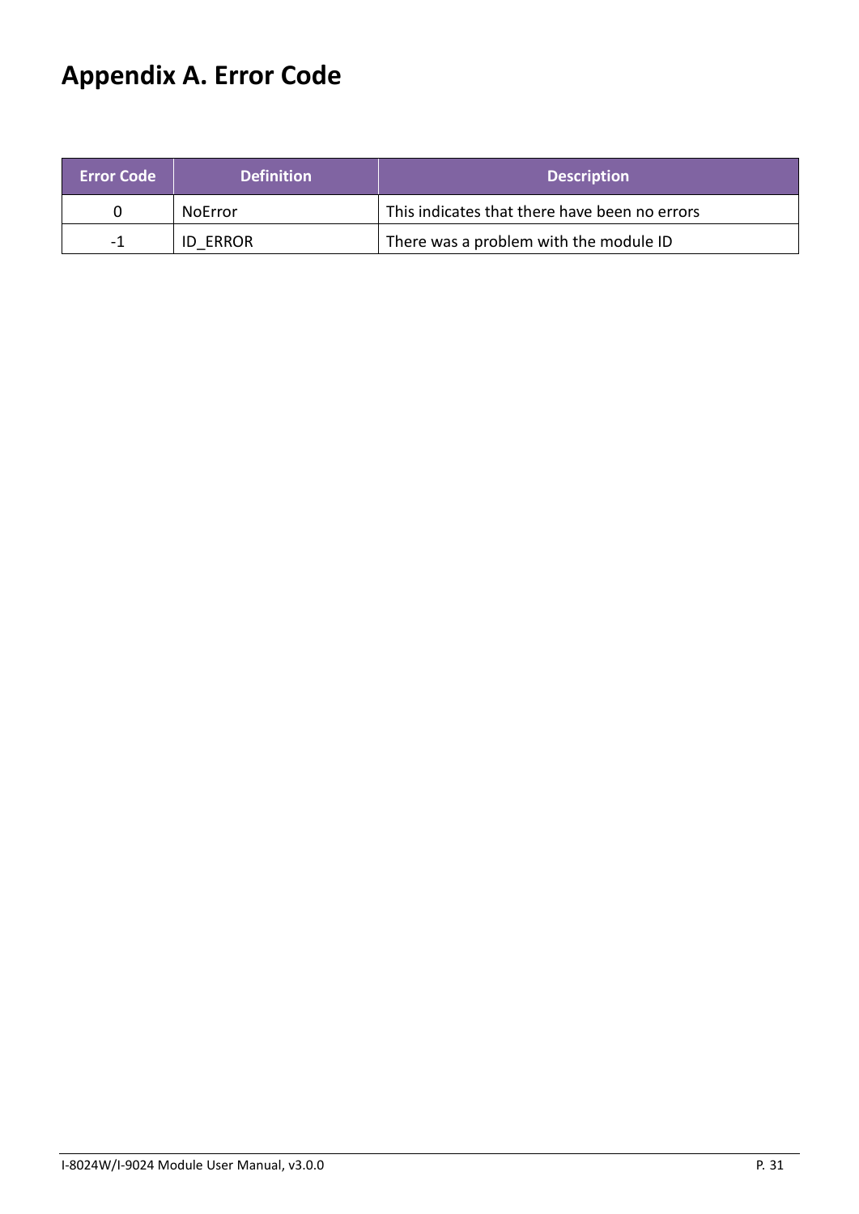# Appendix A. Error Code

| Error Code | Definition | Description |
|---|---|---|
| 0 | NoError | This indicates that there have been no errors |
| -1 | ID_ERROR | There was a problem with the module ID |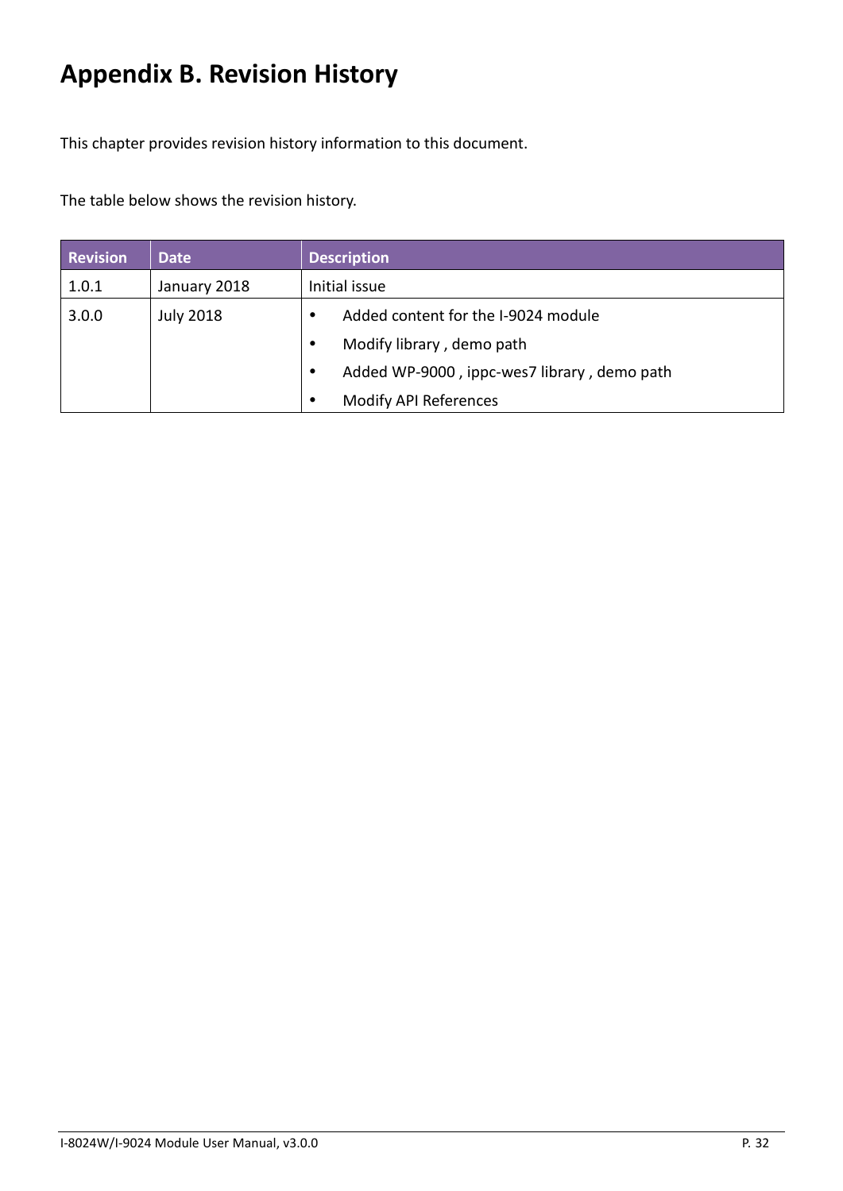# Appendix B. Revision History

This chapter provides revision history information to this document.

The table below shows the revision history.

| Revision | Date | Description |
|---|---|---|
| 1.0.1 | January 2018 | Initial issue |
| 3.0.0 | July 2018 | • Added content for the I-9024 module<br>• Modify library , demo path<br>• Added WP-9000 , ippc-wes7 library , demo path<br>• Modify API References |